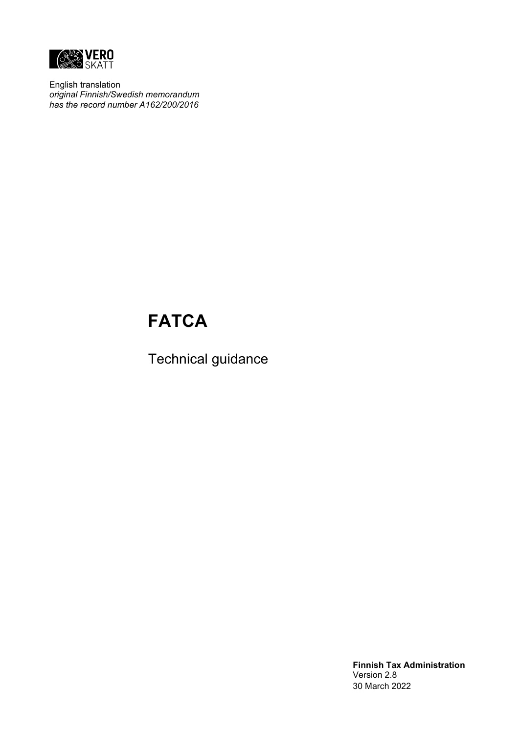VERO SKATT

English translation
*original Finnish/Swedish memorandum*
*has the record number A162/200/2016*

# FATCA

Technical guidance

**Finnish Tax Administration**
Version 2.8
30 March 2022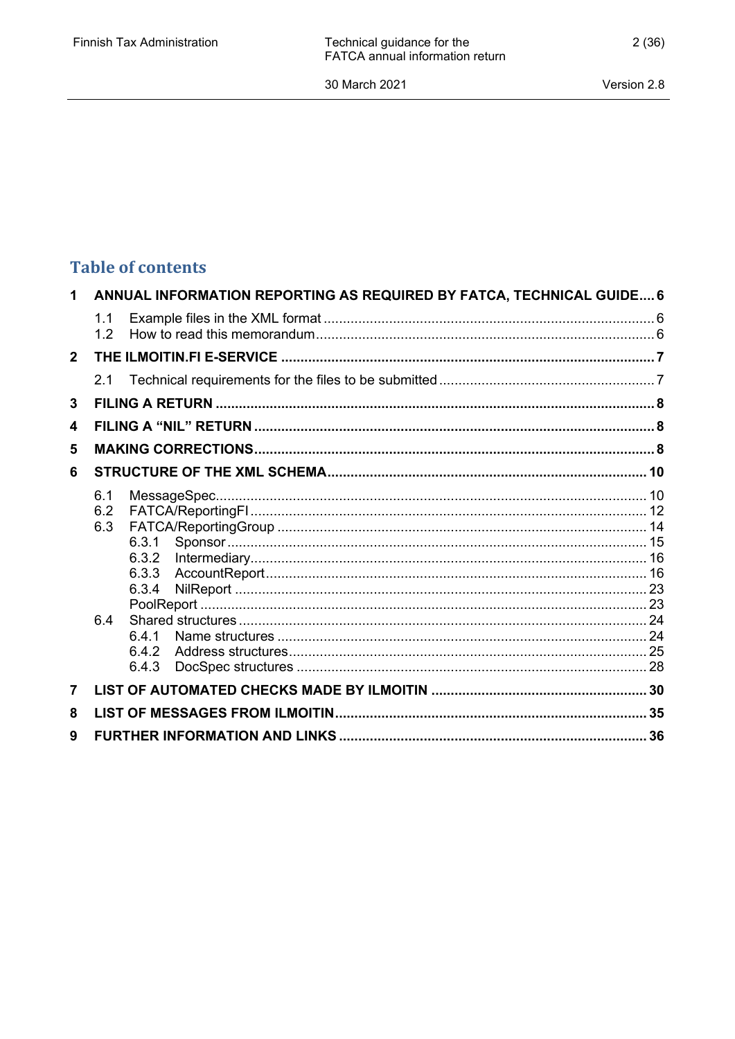## Table of contents

| | | |
|---|---|---|
| **1** | **ANNUAL INFORMATION REPORTING AS REQUIRED BY FATCA, TECHNICAL GUIDE** | **6** |
| 1.1 | Example files in the XML format | 6 |
| 1.2 | How to read this memorandum | 6 |
| **2** | **THE ILMOITIN.FI E-SERVICE** | **7** |
| 2.1 | Technical requirements for the files to be submitted | 7 |
| **3** | **FILING A RETURN** | **8** |
| **4** | **FILING A “NIL” RETURN** | **8** |
| **5** | **MAKING CORRECTIONS** | **8** |
| **6** | **STRUCTURE OF THE XML SCHEMA** | **10** |
| 6.1 | MessageSpec | 10 |
| 6.2 | FATCA/ReportingFI | 12 |
| 6.3 | FATCA/ReportingGroup | 14 |
| 6.3.1 | Sponsor | 15 |
| 6.3.2 | Intermediary | 16 |
| 6.3.3 | AccountReport | 16 |
| 6.3.4 | NilReport | 23 |
| | PoolReport | 23 |
| 6.4 | Shared structures | 24 |
| 6.4.1 | Name structures | 24 |
| 6.4.2 | Address structures | 25 |
| 6.4.3 | DocSpec structures | 28 |
| **7** | **LIST OF AUTOMATED CHECKS MADE BY ILMOITIN** | **30** |
| **8** | **LIST OF MESSAGES FROM ILMOITIN** | **35** |
| **9** | **FURTHER INFORMATION AND LINKS** | **36** |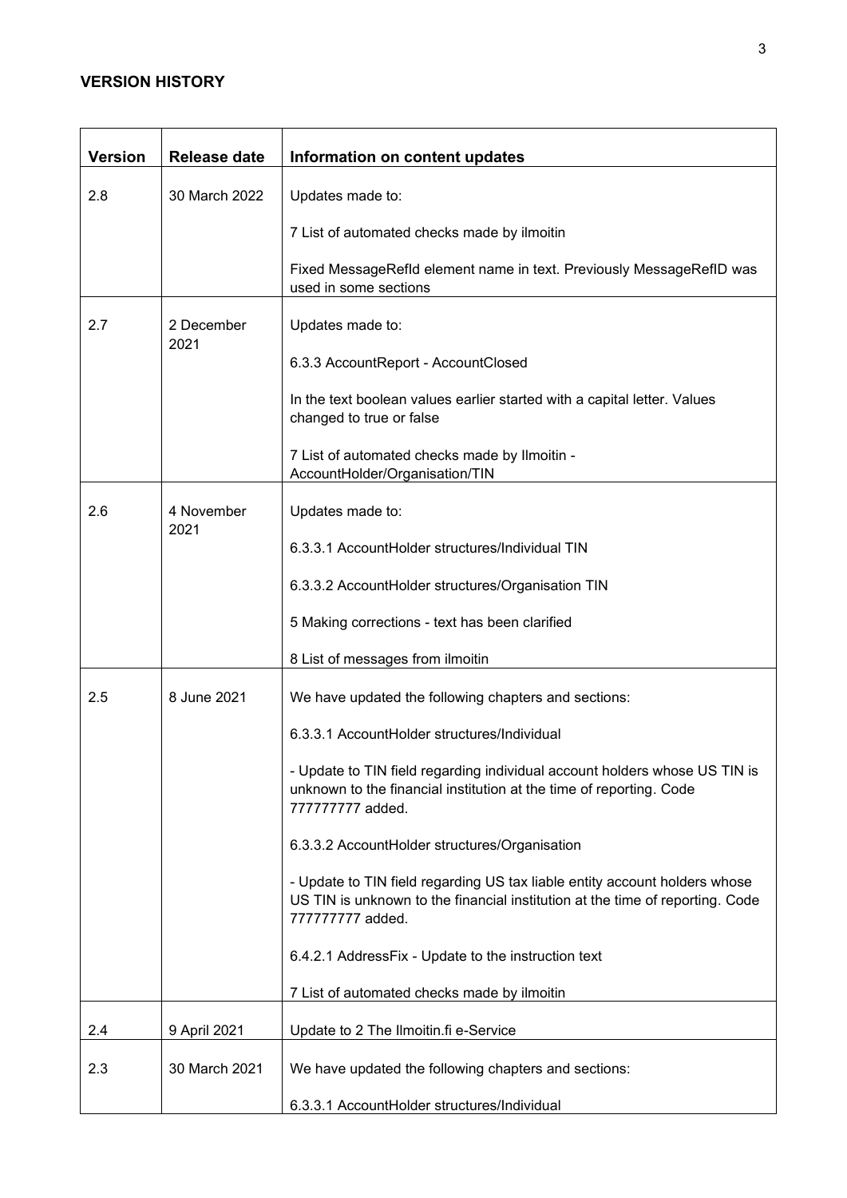## VERSION HISTORY

| Version | Release date | Information on content updates |
|---|---|---|
| 2.8 | 30 March 2022 | Updates made to:<br><br>7 List of automated checks made by ilmoitin<br><br>Fixed MessageRefId element name in text. Previously MessageRefID was used in some sections |
| 2.7 | 2 December 2021 | Updates made to:<br><br>6.3.3 AccountReport - AccountClosed<br><br>In the text boolean values earlier started with a capital letter. Values changed to true or false<br><br>7 List of automated checks made by Ilmoitin - AccountHolder/Organisation/TIN |
| 2.6 | 4 November 2021 | Updates made to:<br><br>6.3.3.1 AccountHolder structures/Individual TIN<br><br>6.3.3.2 AccountHolder structures/Organisation TIN<br><br>5 Making corrections - text has been clarified<br><br>8 List of messages from ilmoitin |
| 2.5 | 8 June 2021 | We have updated the following chapters and sections:<br><br>6.3.3.1 AccountHolder structures/Individual<br><br>- Update to TIN field regarding individual account holders whose US TIN is unknown to the financial institution at the time of reporting. Code 777777777 added.<br><br>6.3.3.2 AccountHolder structures/Organisation<br><br>- Update to TIN field regarding US tax liable entity account holders whose US TIN is unknown to the financial institution at the time of reporting. Code 777777777 added.<br><br>6.4.2.1 AddressFix - Update to the instruction text<br><br>7 List of automated checks made by ilmoitin |
| 2.4 | 9 April 2021 | Update to 2 The Ilmoitin.fi e-Service |
| 2.3 | 30 March 2021 | We have updated the following chapters and sections:<br><br>6.3.3.1 AccountHolder structures/Individual |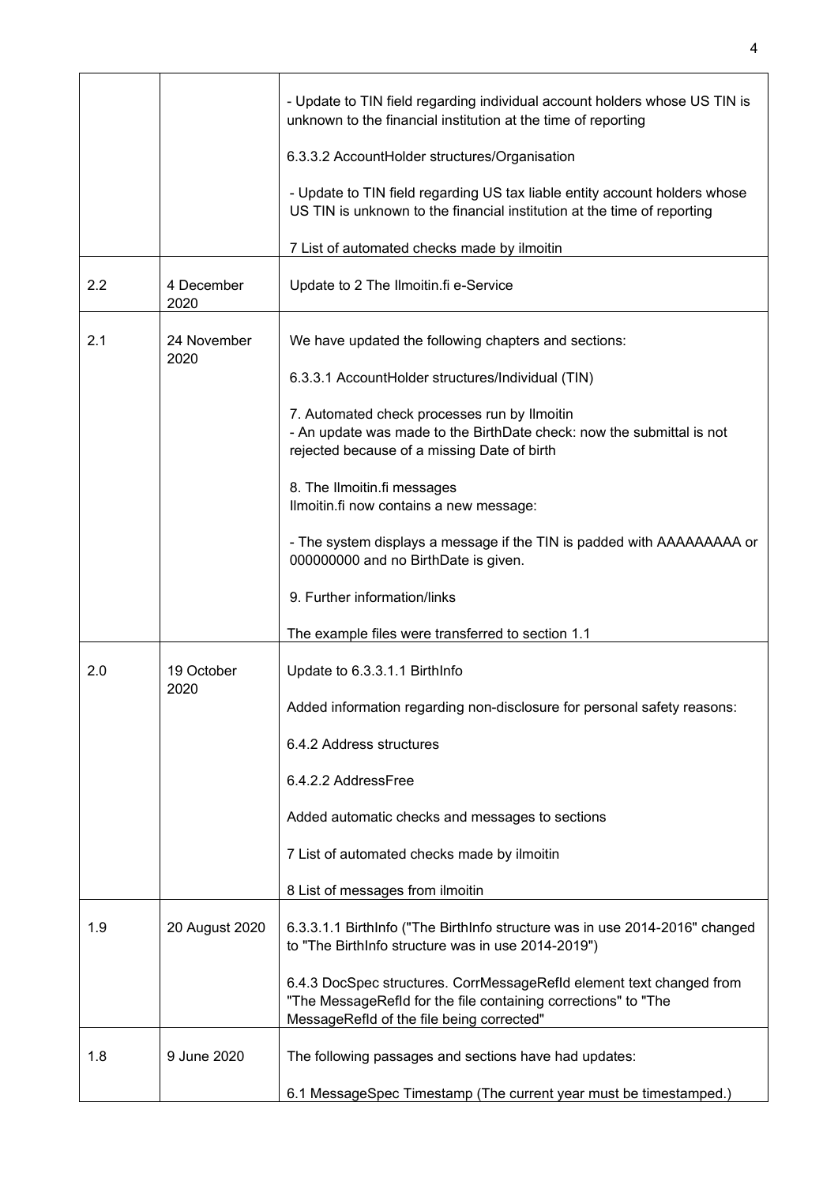| | | |
|---|---|---|
| | | - Update to TIN field regarding individual account holders whose US TIN is unknown to the financial institution at the time of reporting<br><br>6.3.3.2 AccountHolder structures/Organisation<br><br>- Update to TIN field regarding US tax liable entity account holders whose US TIN is unknown to the financial institution at the time of reporting<br><br>7 List of automated checks made by ilmoitin |
| 2.2 | 4 December 2020 | Update to 2 The Ilmoitin.fi e-Service |
| 2.1 | 24 November 2020 | We have updated the following chapters and sections:<br><br>6.3.3.1 AccountHolder structures/Individual (TIN)<br><br>7. Automated check processes run by Ilmoitin<br>- An update was made to the BirthDate check: now the submittal is not rejected because of a missing Date of birth<br><br>8. The Ilmoitin.fi messages<br>Ilmoitin.fi now contains a new message:<br><br>- The system displays a message if the TIN is padded with AAAAAAAAA or 000000000 and no BirthDate is given.<br><br>9. Further information/links<br><br>The example files were transferred to section 1.1 |
| 2.0 | 19 October 2020 | Update to 6.3.3.1.1 BirthInfo<br><br>Added information regarding non-disclosure for personal safety reasons:<br><br>6.4.2 Address structures<br><br>6.4.2.2 AddressFree<br><br>Added automatic checks and messages to sections<br><br>7 List of automated checks made by ilmoitin<br><br>8 List of messages from ilmoitin |
| 1.9 | 20 August 2020 | 6.3.3.1.1 BirthInfo ("The BirthInfo structure was in use 2014-2016" changed to "The BirthInfo structure was in use 2014-2019")<br><br>6.4.3 DocSpec structures. CorrMessageRefId element text changed from "The MessageRefId for the file containing corrections" to "The MessageRefId of the file being corrected" |
| 1.8 | 9 June 2020 | The following passages and sections have had updates:<br><br>6.1 MessageSpec Timestamp (The current year must be timestamped.) |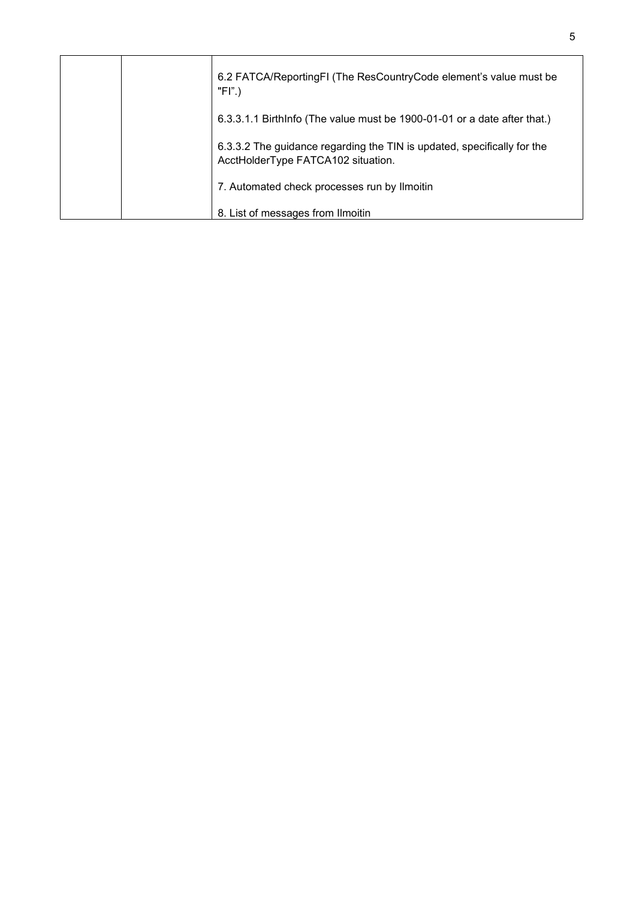|  |  |  |
| --- | --- | --- |
|  |  | 6.2 FATCA/ReportingFI (The ResCountryCode element's value must be "FI".)<br><br>6.3.3.1.1 BirthInfo (The value must be 1900-01-01 or a date after that.)<br><br>6.3.3.2 The guidance regarding the TIN is updated, specifically for the AcctHolderType FATCA102 situation.<br><br>7. Automated check processes run by Ilmoitin<br><br>8. List of messages from Ilmoitin |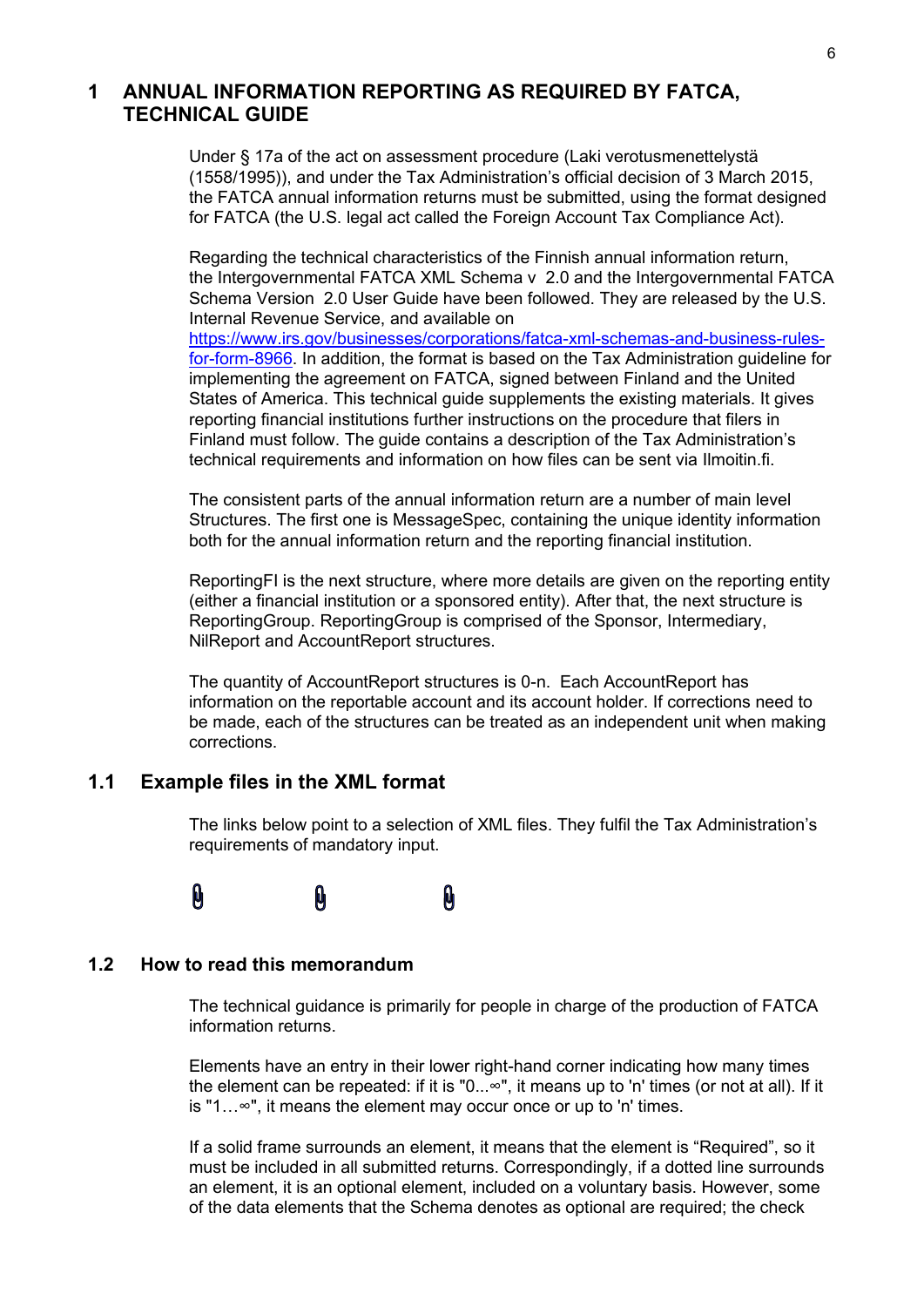# 1 ANNUAL INFORMATION REPORTING AS REQUIRED BY FATCA, TECHNICAL GUIDE

Under § 17a of the act on assessment procedure (Laki verotusmenettelystä (1558/1995)), and under the Tax Administration's official decision of 3 March 2015, the FATCA annual information returns must be submitted, using the format designed for FATCA (the U.S. legal act called the Foreign Account Tax Compliance Act).

Regarding the technical characteristics of the Finnish annual information return, the Intergovernmental FATCA XML Schema v 2.0 and the Intergovernmental FATCA Schema Version 2.0 User Guide have been followed. They are released by the U.S. Internal Revenue Service, and available on https://www.irs.gov/businesses/corporations/fatca-xml-schemas-and-business-rules-for-form-8966. In addition, the format is based on the Tax Administration guideline for implementing the agreement on FATCA, signed between Finland and the United States of America. This technical guide supplements the existing materials. It gives reporting financial institutions further instructions on the procedure that filers in Finland must follow. The guide contains a description of the Tax Administration's technical requirements and information on how files can be sent via Ilmoitin.fi.

The consistent parts of the annual information return are a number of main level Structures. The first one is MessageSpec, containing the unique identity information both for the annual information return and the reporting financial institution.

ReportingFI is the next structure, where more details are given on the reporting entity (either a financial institution or a sponsored entity). After that, the next structure is ReportingGroup. ReportingGroup is comprised of the Sponsor, Intermediary, NilReport and AccountReport structures.

The quantity of AccountReport structures is 0-n. Each AccountReport has information on the reportable account and its account holder. If corrections need to be made, each of the structures can be treated as an independent unit when making corrections.

## 1.1 Example files in the XML format

The links below point to a selection of XML files. They fulfil the Tax Administration's requirements of mandatory input.

## 1.2 How to read this memorandum

The technical guidance is primarily for people in charge of the production of FATCA information returns.

Elements have an entry in their lower right-hand corner indicating how many times the element can be repeated: if it is "0...∞", it means up to 'n' times (or not at all). If it is "1…∞", it means the element may occur once or up to 'n' times.

If a solid frame surrounds an element, it means that the element is "Required", so it must be included in all submitted returns. Correspondingly, if a dotted line surrounds an element, it is an optional element, included on a voluntary basis. However, some of the data elements that the Schema denotes as optional are required; the check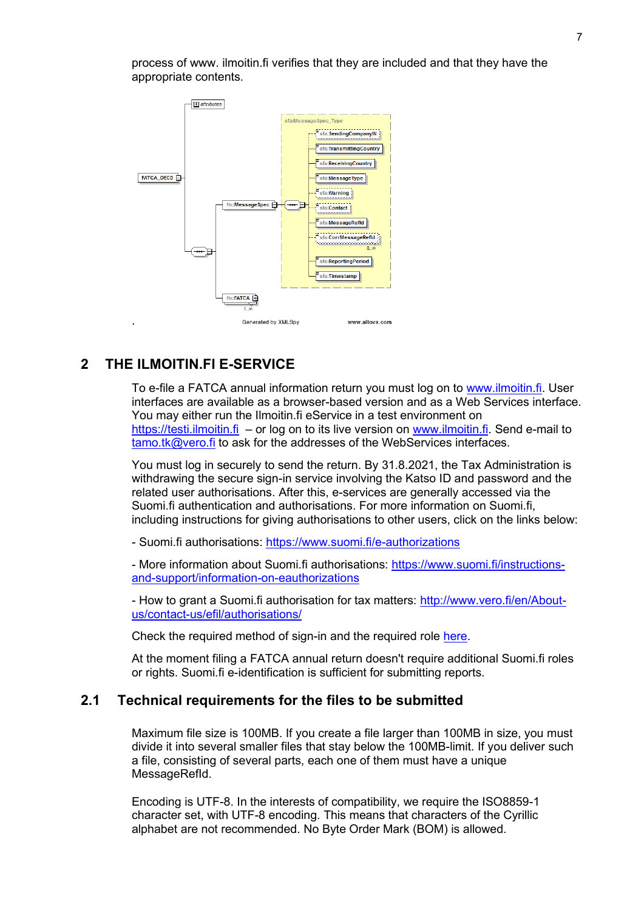process of www. ilmoitin.fi verifies that they are included and that they have the appropriate contents.

.

## 2 THE ILMOITIN.FI E-SERVICE

To e-file a FATCA annual information return you must log on to [www.ilmoitin.fi](http://www.ilmoitin.fi). User interfaces are available as a browser-based version and as a Web Services interface. You may either run the Ilmoitin.fi eService in a test environment on [https://testi.ilmoitin.fi](https://testi.ilmoitin.fi) – or log on to its live version on [www.ilmoitin.fi](http://www.ilmoitin.fi). Send e-mail to [tamo.tk@vero.fi](mailto:tamo.tk@vero.fi) to ask for the addresses of the WebServices interfaces.

You must log in securely to send the return. By 31.8.2021, the Tax Administration is withdrawing the secure sign-in service involving the Katso ID and password and the related user authorisations. After this, e-services are generally accessed via the Suomi.fi authentication and authorisations. For more information on Suomi.fi, including instructions for giving authorisations to other users, click on the links below:

- Suomi.fi authorisations: [https://www.suomi.fi/e-authorizations](https://www.suomi.fi/e-authorizations)

- More information about Suomi.fi authorisations: [https://www.suomi.fi/instructions-and-support/information-on-eauthorizations](https://www.suomi.fi/instructions-and-support/information-on-eauthorizations)

- How to grant a Suomi.fi authorisation for tax matters: [http://www.vero.fi/en/About-us/contact-us/efil/authorisations/](http://www.vero.fi/en/About-us/contact-us/efil/authorisations/)

Check the required method of sign-in and the required role here.

At the moment filing a FATCA annual return doesn't require additional Suomi.fi roles or rights. Suomi.fi e-identification is sufficient for submitting reports.

### 2.1 Technical requirements for the files to be submitted

Maximum file size is 100MB. If you create a file larger than 100MB in size, you must divide it into several smaller files that stay below the 100MB-limit. If you deliver such a file, consisting of several parts, each one of them must have a unique MessageRefId.

Encoding is UTF-8. In the interests of compatibility, we require the ISO8859-1 character set, with UTF-8 encoding. This means that characters of the Cyrillic alphabet are not recommended. No Byte Order Mark (BOM) is allowed.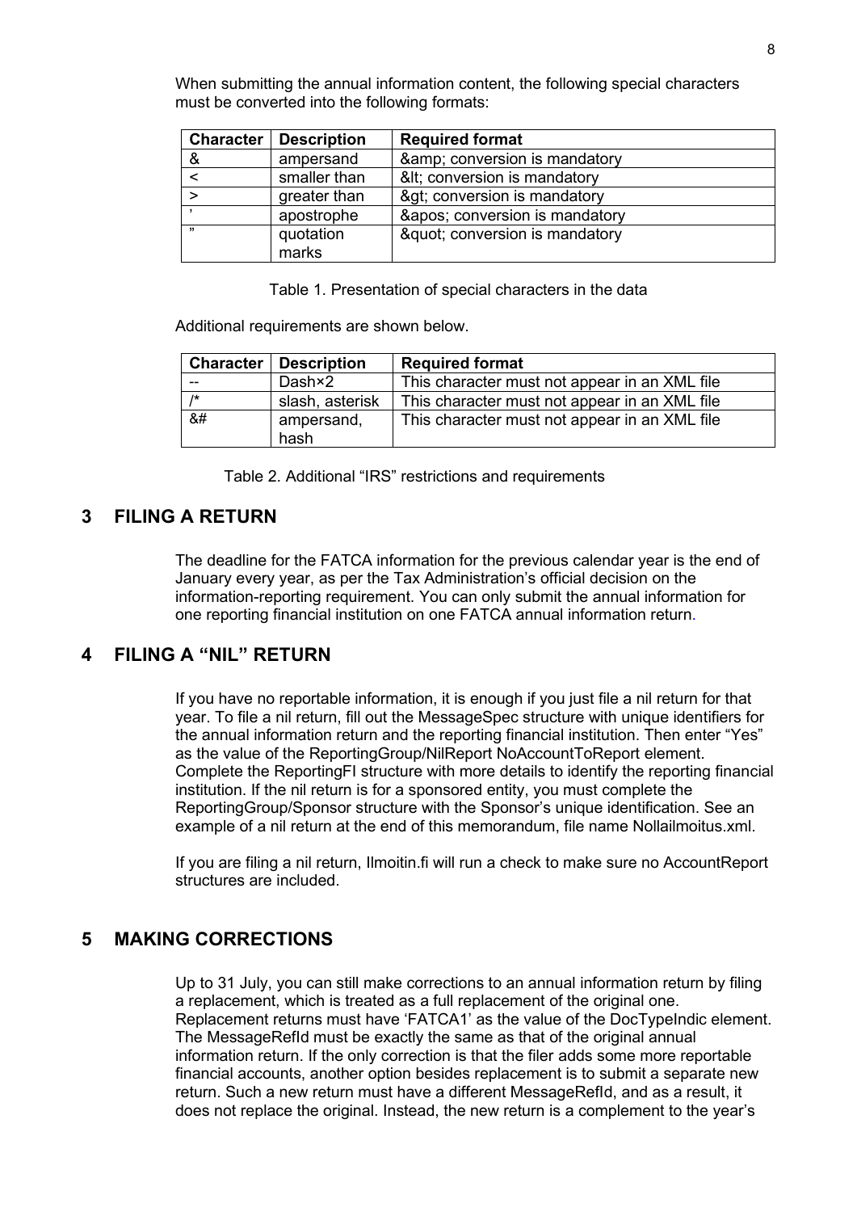When submitting the annual information content, the following special characters must be converted into the following formats:

| Character | Description | Required format |
|---|---|---|
| & | ampersand | &amp; conversion is mandatory |
| < | smaller than | &lt; conversion is mandatory |
| > | greater than | &gt; conversion is mandatory |
| ’ | apostrophe | &apos; conversion is mandatory |
| ” | quotation marks | &quot; conversion is mandatory |

Table 1. Presentation of special characters in the data

Additional requirements are shown below.

| Character | Description | Required format |
|---|---|---|
| -- | Dash×2 | This character must not appear in an XML file |
| /* | slash, asterisk | This character must not appear in an XML file |
| &# | ampersand, hash | This character must not appear in an XML file |

Table 2. Additional “IRS” restrictions and requirements

## 3 FILING A RETURN

The deadline for the FATCA information for the previous calendar year is the end of January every year, as per the Tax Administration’s official decision on the information-reporting requirement. You can only submit the annual information for one reporting financial institution on one FATCA annual information return.

## 4 FILING A “NIL” RETURN

If you have no reportable information, it is enough if you just file a nil return for that year. To file a nil return, fill out the MessageSpec structure with unique identifiers for the annual information return and the reporting financial institution. Then enter “Yes” as the value of the ReportingGroup/NilReport NoAccountToReport element. Complete the ReportingFI structure with more details to identify the reporting financial institution. If the nil return is for a sponsored entity, you must complete the ReportingGroup/Sponsor structure with the Sponsor’s unique identification. See an example of a nil return at the end of this memorandum, file name Nollailmoitus.xml.

If you are filing a nil return, Ilmoitin.fi will run a check to make sure no AccountReport structures are included.

## 5 MAKING CORRECTIONS

Up to 31 July, you can still make corrections to an annual information return by filing a replacement, which is treated as a full replacement of the original one. Replacement returns must have ‘FATCA1’ as the value of the DocTypeIndic element. The MessageRefId must be exactly the same as that of the original annual information return. If the only correction is that the filer adds some more reportable financial accounts, another option besides replacement is to submit a separate new return. Such a new return must have a different MessageRefId, and as a result, it does not replace the original. Instead, the new return is a complement to the year’s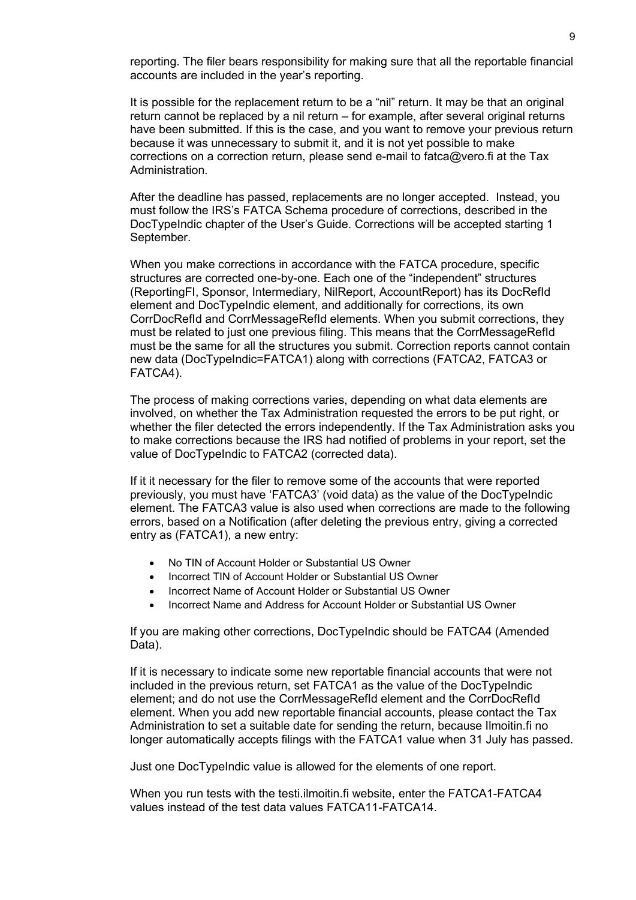reporting. The filer bears responsibility for making sure that all the reportable financial accounts are included in the year's reporting.

It is possible for the replacement return to be a "nil" return. It may be that an original return cannot be replaced by a nil return – for example, after several original returns have been submitted. If this is the case, and you want to remove your previous return because it was unnecessary to submit it, and it is not yet possible to make corrections on a correction return, please send e-mail to fatca@vero.fi at the Tax Administration.

After the deadline has passed, replacements are no longer accepted. Instead, you must follow the IRS's FATCA Schema procedure of corrections, described in the DocTypeIndic chapter of the User's Guide. Corrections will be accepted starting 1 September.

When you make corrections in accordance with the FATCA procedure, specific structures are corrected one-by-one. Each one of the "independent" structures (ReportingFI, Sponsor, Intermediary, NilReport, AccountReport) has its DocRefId element and DocTypeIndic element, and additionally for corrections, its own CorrDocRefId and CorrMessageRefId elements. When you submit corrections, they must be related to just one previous filing. This means that the CorrMessageRefId must be the same for all the structures you submit. Correction reports cannot contain new data (DocTypeIndic=FATCA1) along with corrections (FATCA2, FATCA3 or FATCA4).

The process of making corrections varies, depending on what data elements are involved, on whether the Tax Administration requested the errors to be put right, or whether the filer detected the errors independently. If the Tax Administration asks you to make corrections because the IRS had notified of problems in your report, set the value of DocTypeIndic to FATCA2 (corrected data).

If it it necessary for the filer to remove some of the accounts that were reported previously, you must have 'FATCA3' (void data) as the value of the DocTypeIndic element. The FATCA3 value is also used when corrections are made to the following errors, based on a Notification (after deleting the previous entry, giving a corrected entry as (FATCA1), a new entry:

- No TIN of Account Holder or Substantial US Owner
- Incorrect TIN of Account Holder or Substantial US Owner
- Incorrect Name of Account Holder or Substantial US Owner
- Incorrect Name and Address for Account Holder or Substantial US Owner

If you are making other corrections, DocTypeIndic should be FATCA4 (Amended Data).

If it is necessary to indicate some new reportable financial accounts that were not included in the previous return, set FATCA1 as the value of the DocTypeIndic element; and do not use the CorrMessageRefId element and the CorrDocRefId element. When you add new reportable financial accounts, please contact the Tax Administration to set a suitable date for sending the return, because Ilmoitin.fi no longer automatically accepts filings with the FATCA1 value when 31 July has passed.

Just one DocTypeIndic value is allowed for the elements of one report.

When you run tests with the testi.ilmoitin.fi website, enter the FATCA1-FATCA4 values instead of the test data values FATCA11-FATCA14.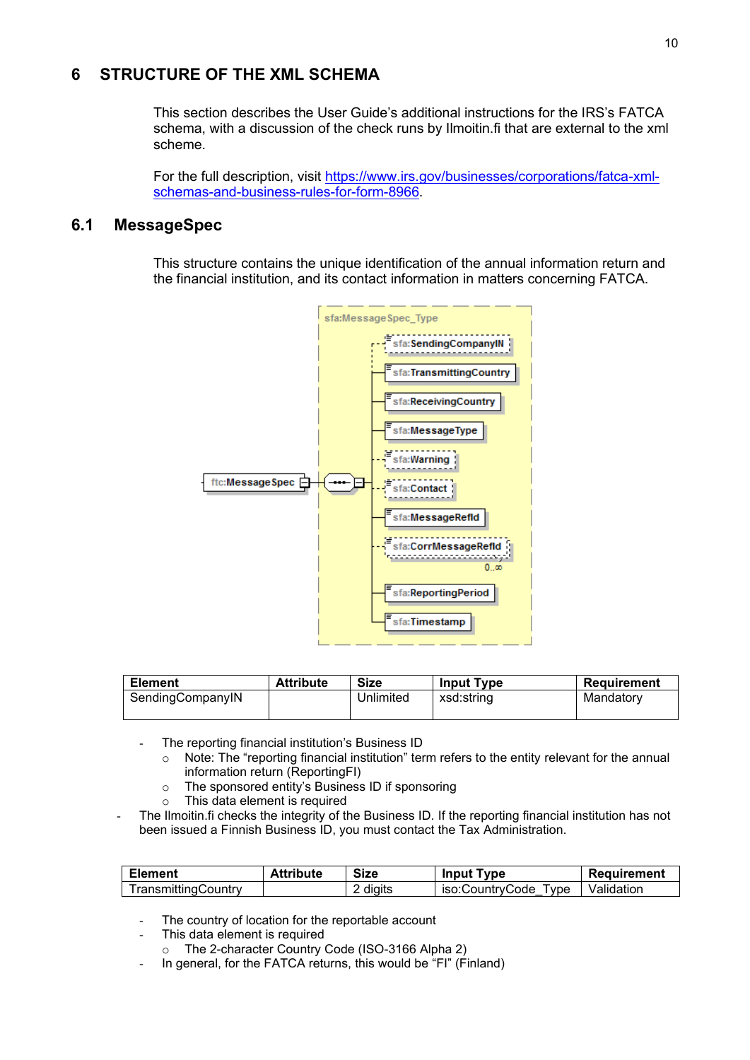# 6 STRUCTURE OF THE XML SCHEMA

This section describes the User Guide's additional instructions for the IRS's FATCA schema, with a discussion of the check runs by Ilmoitin.fi that are external to the xml scheme.

For the full description, visit [https://www.irs.gov/businesses/corporations/fatca-xml-schemas-and-business-rules-for-form-8966](https://www.irs.gov/businesses/corporations/fatca-xml-schemas-and-business-rules-for-form-8966).

## 6.1 MessageSpec

This structure contains the unique identification of the annual information return and the financial institution, and its contact information in matters concerning FATCA.

| Element | Attribute | Size | Input Type | Requirement |
|---|---|---|---|---|
| SendingCompanyIN | | Unlimited | xsd:string | Mandatory |

- The reporting financial institution's Business ID
  - Note: The "reporting financial institution" term refers to the entity relevant for the annual information return (ReportingFI)
  - The sponsored entity's Business ID if sponsoring
  - This data element is required
- The Ilmoitin.fi checks the integrity of the Business ID. If the reporting financial institution has not been issued a Finnish Business ID, you must contact the Tax Administration.

| Element | Attribute | Size | Input Type | Requirement |
|---|---|---|---|---|
| TransmittingCountry | | 2 digits | iso:CountryCode_Type | Validation |

- The country of location for the reportable account
- This data element is required
  - The 2-character Country Code (ISO-3166 Alpha 2)
- In general, for the FATCA returns, this would be "FI" (Finland)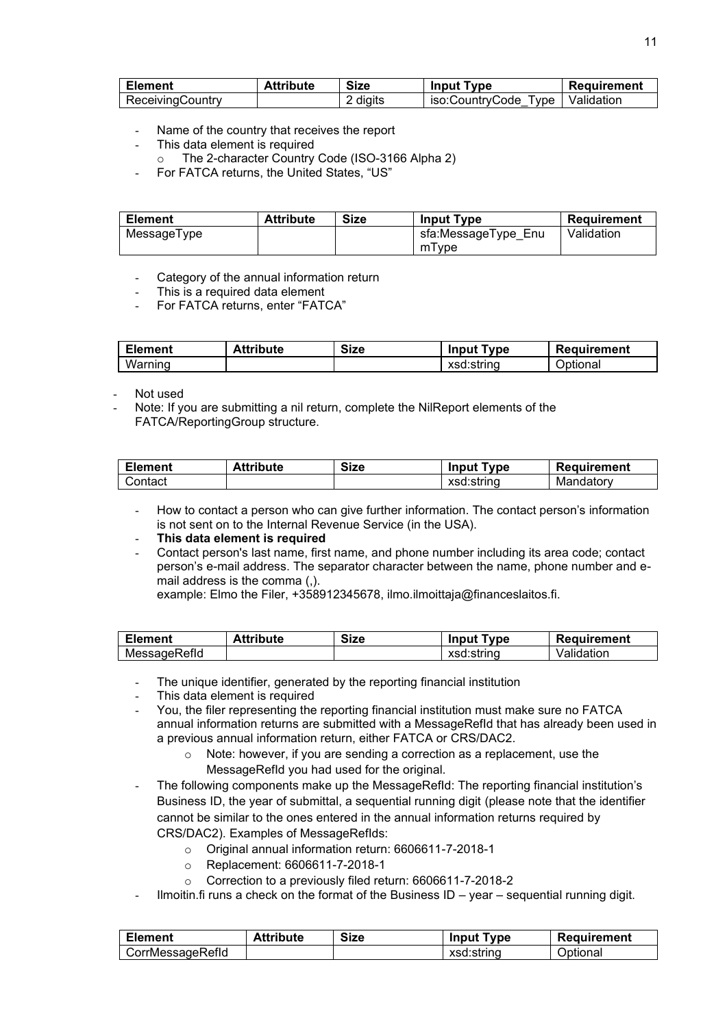| Element | Attribute | Size | Input Type | Requirement |
|---|---|---|---|---|
| ReceivingCountry | | 2 digits | iso:CountryCode_Type | Validation |

- Name of the country that receives the report
- This data element is required
  - The 2-character Country Code (ISO-3166 Alpha 2)
- For FATCA returns, the United States, "US"

| Element | Attribute | Size | Input Type | Requirement |
|---|---|---|---|---|
| MessageType | | | sfa:MessageType_EnumType | Validation |

- Category of the annual information return
- This is a required data element
- For FATCA returns, enter "FATCA"

| Element | Attribute | Size | Input Type | Requirement |
|---|---|---|---|---|
| Warning | | | xsd:string | Optional |

- Not used
- Note: If you are submitting a nil return, complete the NilReport elements of the FATCA/ReportingGroup structure.

| Element | Attribute | Size | Input Type | Requirement |
|---|---|---|---|---|
| Contact | | | xsd:string | Mandatory |

- How to contact a person who can give further information. The contact person's information is not sent on to the Internal Revenue Service (in the USA).
- **This data element is required**
- Contact person's last name, first name, and phone number including its area code; contact person's e-mail address. The separator character between the name, phone number and e-mail address is the comma (,).
  example: Elmo the Filer, +358912345678, ilmo.ilmoittaja@financeslaitos.fi.

| Element | Attribute | Size | Input Type | Requirement |
|---|---|---|---|---|
| MessageRefId | | | xsd:string | Validation |

- The unique identifier, generated by the reporting financial institution
- This data element is required
- You, the filer representing the reporting financial institution must make sure no FATCA annual information returns are submitted with a MessageRefId that has already been used in a previous annual information return, either FATCA or CRS/DAC2.
  - Note: however, if you are sending a correction as a replacement, use the MessageRefId you had used for the original.
- The following components make up the MessageRefId: The reporting financial institution's Business ID, the year of submittal, a sequential running digit (please note that the identifier cannot be similar to the ones entered in the annual information returns required by CRS/DAC2). Examples of MessageRefIds:
  - Original annual information return: 6606611-7-2018-1
  - Replacement: 6606611-7-2018-1
  - Correction to a previously filed return: 6606611-7-2018-2
- Ilmoitin.fi runs a check on the format of the Business ID – year – sequential running digit.

| Element | Attribute | Size | Input Type | Requirement |
|---|---|---|---|---|
| CorrMessageRefId | | | xsd:string | Optional |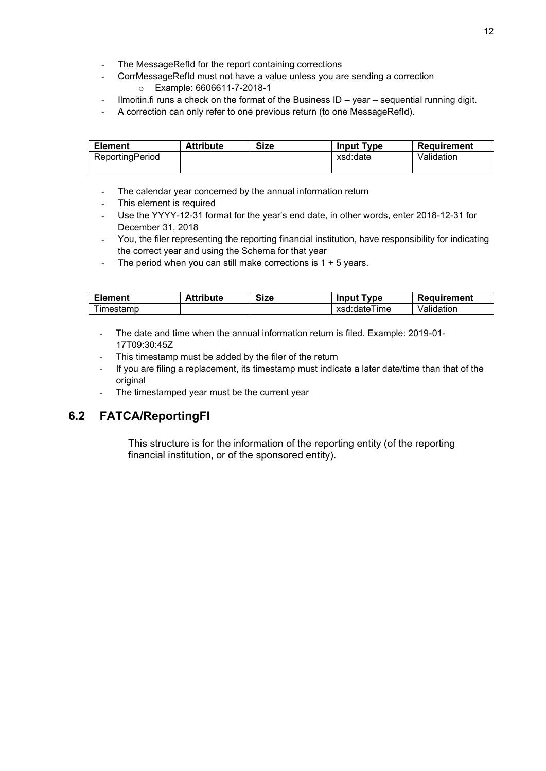- The MessageRefId for the report containing corrections
- CorrMessageRefId must not have a value unless you are sending a correction
    - Example: 6606611-7-2018-1
- Ilmoitin.fi runs a check on the format of the Business ID – year – sequential running digit.
- A correction can only refer to one previous return (to one MessageRefId).

| Element | Attribute | Size | Input Type | Requirement |
|---|---|---|---|---|
| ReportingPeriod | | | xsd:date | Validation |

- The calendar year concerned by the annual information return
- This element is required
- Use the YYYY-12-31 format for the year's end date, in other words, enter 2018-12-31 for December 31, 2018
- You, the filer representing the reporting financial institution, have responsibility for indicating the correct year and using the Schema for that year
- The period when you can still make corrections is 1 + 5 years.

| Element | Attribute | Size | Input Type | Requirement |
|---|---|---|---|---|
| Timestamp | | | xsd:dateTime | Validation |

- The date and time when the annual information return is filed. Example: 2019-01-17T09:30:45Z
- This timestamp must be added by the filer of the return
- If you are filing a replacement, its timestamp must indicate a later date/time than that of the original
- The timestamped year must be the current year

## 6.2 FATCA/ReportingFI

This structure is for the information of the reporting entity (of the reporting financial institution, or of the sponsored entity).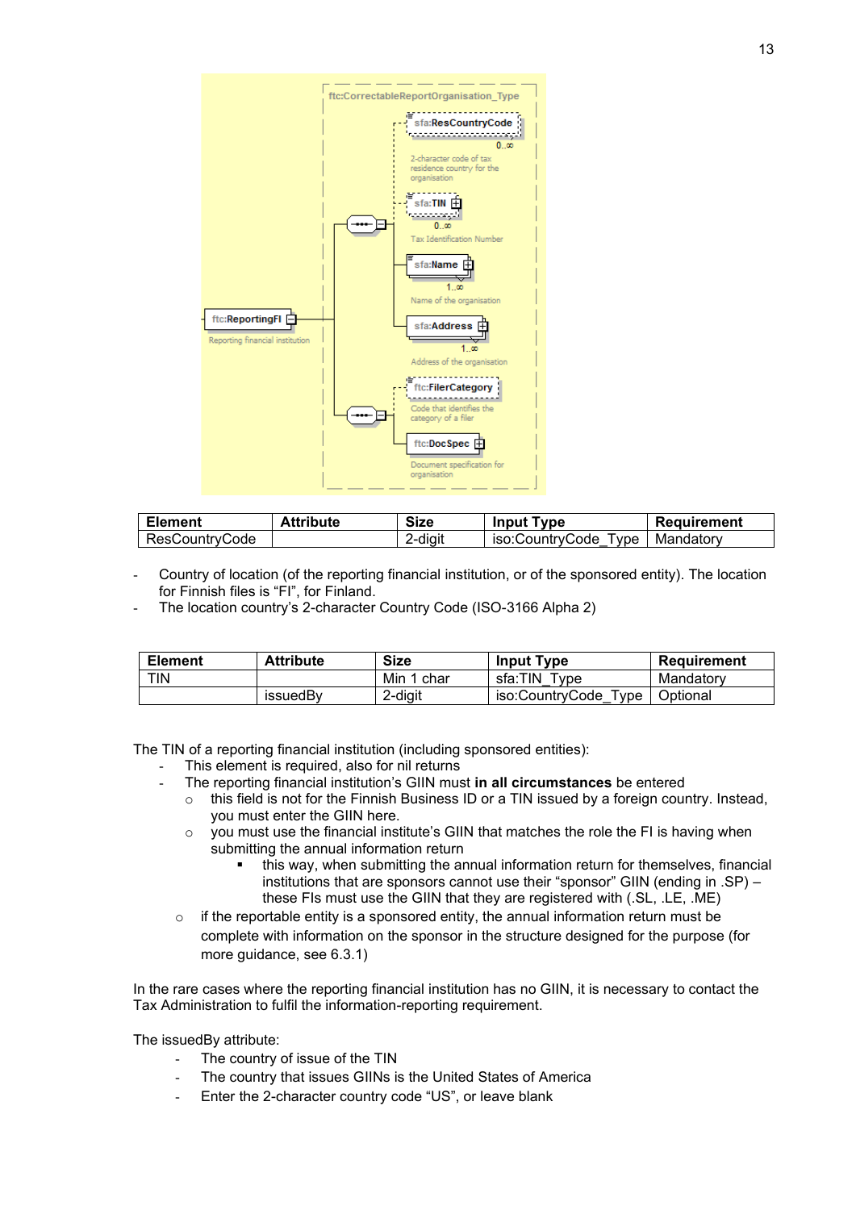| Element | Attribute | Size | Input Type | Requirement |
|---|---|---|---|---|
| ResCountryCode | | 2-digit | iso:CountryCode_Type | Mandatory |

- Country of location (of the reporting financial institution, or of the sponsored entity). The location for Finnish files is “FI”, for Finland.
- The location country’s 2-character Country Code (ISO-3166 Alpha 2)

| Element | Attribute | Size | Input Type | Requirement |
|---|---|---|---|---|
| TIN | | Min 1 char | sfa:TIN_Type | Mandatory |
| | issuedBy | 2-digit | iso:CountryCode_Type | Optional |

The TIN of a reporting financial institution (including sponsored entities):

- This element is required, also for nil returns
- The reporting financial institution’s GIIN must **in all circumstances** be entered
  - this field is not for the Finnish Business ID or a TIN issued by a foreign country. Instead, you must enter the GIIN here.
  - you must use the financial institute’s GIIN that matches the role the FI is having when submitting the annual information return
    - this way, when submitting the annual information return for themselves, financial institutions that are sponsors cannot use their “sponsor” GIIN (ending in .SP) – these FIs must use the GIIN that they are registered with (.SL, .LE, .ME)
  - if the reportable entity is a sponsored entity, the annual information return must be complete with information on the sponsor in the structure designed for the purpose (for more guidance, see 6.3.1)

In the rare cases where the reporting financial institution has no GIIN, it is necessary to contact the Tax Administration to fulfil the information-reporting requirement.

The issuedBy attribute:

- The country of issue of the TIN
- The country that issues GIINs is the United States of America
- Enter the 2-character country code “US”, or leave blank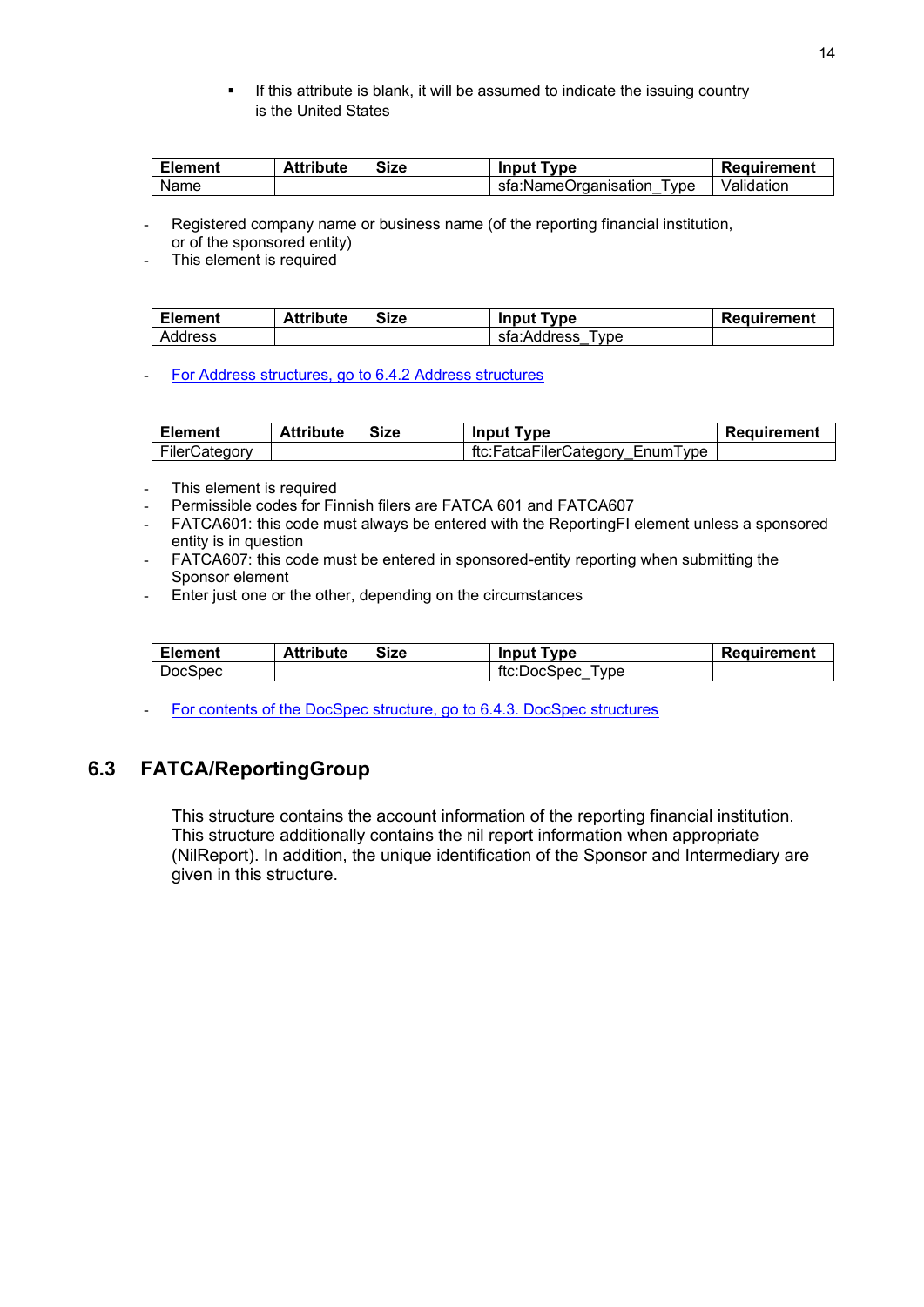- If this attribute is blank, it will be assumed to indicate the issuing country is the United States

| Element | Attribute | Size | Input Type | Requirement |
|---|---|---|---|---|
| Name | | | sfa:NameOrganisation_Type | Validation |

- Registered company name or business name (of the reporting financial institution, or of the sponsored entity)
- This element is required

| Element | Attribute | Size | Input Type | Requirement |
|---|---|---|---|---|
| Address | | | sfa:Address_Type | |

- For Address structures, go to 6.4.2 Address structures

| Element | Attribute | Size | Input Type | Requirement |
|---|---|---|---|---|
| FilerCategory | | | ftc:FatcaFilerCategory_EnumType | |

- This element is required
- Permissible codes for Finnish filers are FATCA 601 and FATCA607
- FATCA601: this code must always be entered with the ReportingFI element unless a sponsored entity is in question
- FATCA607: this code must be entered in sponsored-entity reporting when submitting the Sponsor element
- Enter just one or the other, depending on the circumstances

| Element | Attribute | Size | Input Type | Requirement |
|---|---|---|---|---|
| DocSpec | | | ftc:DocSpec_Type | |

- For contents of the DocSpec structure, go to 6.4.3. DocSpec structures

## 6.3 FATCA/ReportingGroup

This structure contains the account information of the reporting financial institution. This structure additionally contains the nil report information when appropriate (NilReport). In addition, the unique identification of the Sponsor and Intermediary are given in this structure.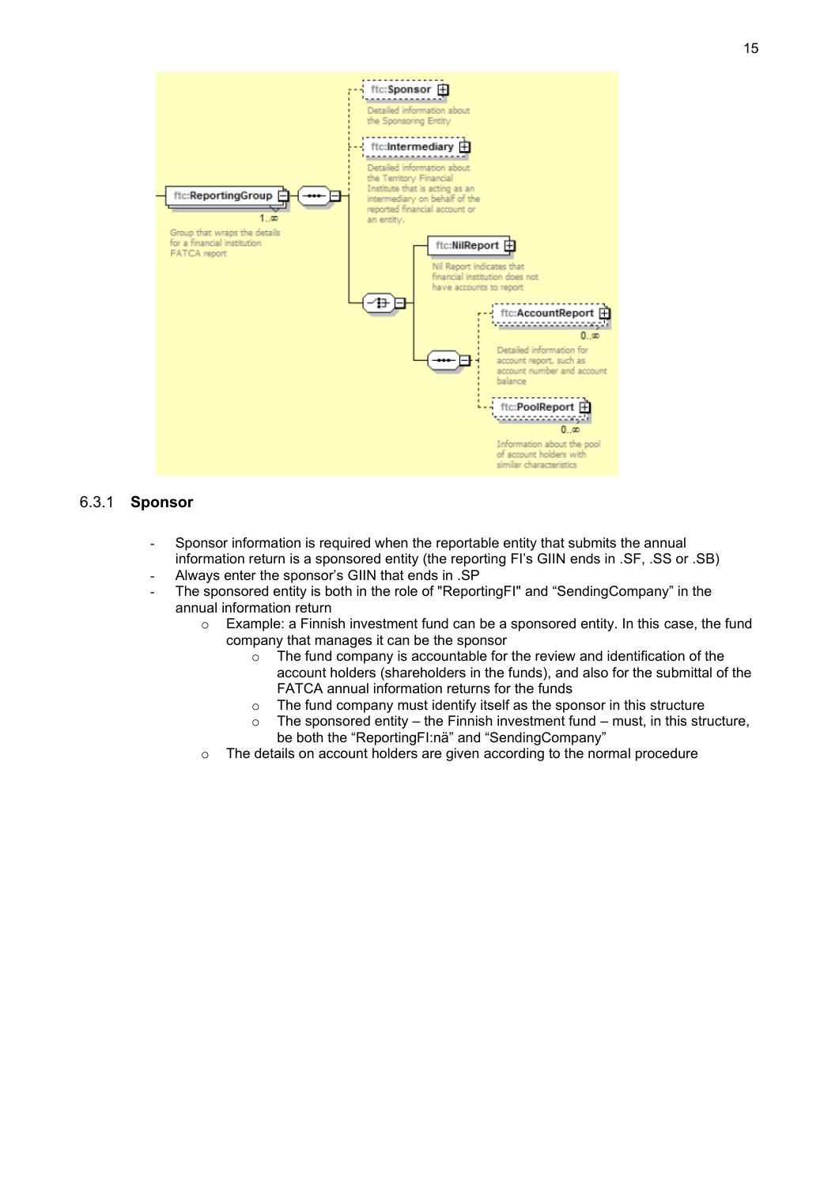### 6.3.1 Sponsor

- Sponsor information is required when the reportable entity that submits the annual information return is a sponsored entity (the reporting FI's GIIN ends in .SF, .SS or .SB)
- Always enter the sponsor's GIIN that ends in .SP
- The sponsored entity is both in the role of "ReportingFI" and "SendingCompany" in the annual information return
  - Example: a Finnish investment fund can be a sponsored entity. In this case, the fund company that manages it can be the sponsor
    - The fund company is accountable for the review and identification of the account holders (shareholders in the funds), and also for the submittal of the FATCA annual information returns for the funds
    - The fund company must identify itself as the sponsor in this structure
    - The sponsored entity – the Finnish investment fund – must, in this structure, be both the "ReportingFI:nä" and "SendingCompany"
  - The details on account holders are given according to the normal procedure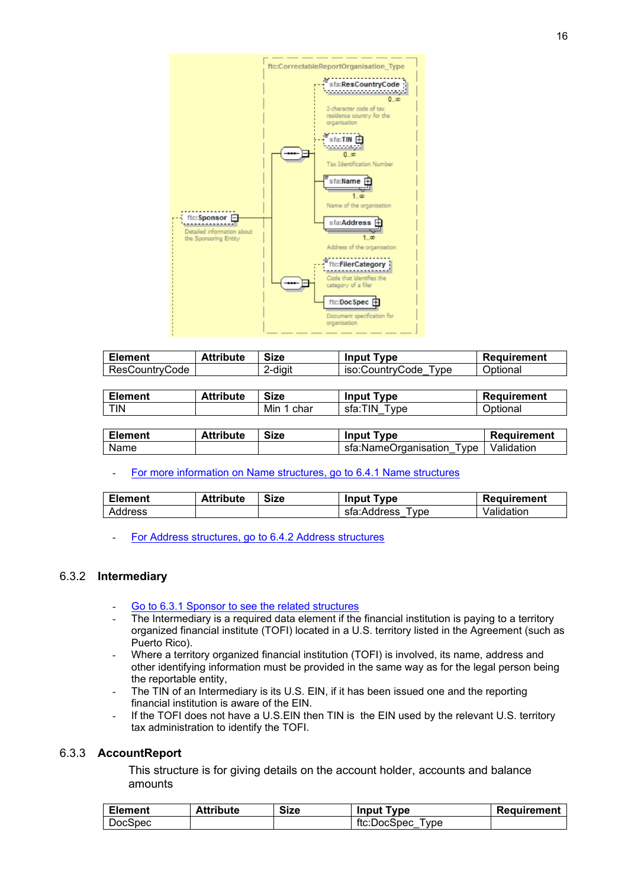| Element | Attribute | Size | Input Type | Requirement |
|---|---|---|---|---|
| ResCountryCode | | 2-digit | iso:CountryCode_Type | Optional |

| Element | Attribute | Size | Input Type | Requirement |
|---|---|---|---|---|
| TIN | | Min 1 char | sfa:TIN_Type | Optional |

| Element | Attribute | Size | Input Type | Requirement |
|---|---|---|---|---|
| Name | | | sfa:NameOrganisation_Type | Validation |

- For more information on Name structures, go to 6.4.1 Name structures

| Element | Attribute | Size | Input Type | Requirement |
|---|---|---|---|---|
| Address | | | sfa:Address_Type | Validation |

- For Address structures, go to 6.4.2 Address structures

### 6.3.2 Intermediary

- Go to 6.3.1 Sponsor to see the related structures
- The Intermediary is a required data element if the financial institution is paying to a territory organized financial institute (TOFI) located in a U.S. territory listed in the Agreement (such as Puerto Rico).
- Where a territory organized financial institution (TOFI) is involved, its name, address and other identifying information must be provided in the same way as for the legal person being the reportable entity,
- The TIN of an Intermediary is its U.S. EIN, if it has been issued one and the reporting financial institution is aware of the EIN.
- If the TOFI does not have a U.S.EIN then TIN is the EIN used by the relevant U.S. territory tax administration to identify the TOFI.

### 6.3.3 AccountReport

This structure is for giving details on the account holder, accounts and balance amounts

| Element | Attribute | Size | Input Type | Requirement |
|---|---|---|---|---|
| DocSpec | | | ftc:DocSpec_Type | |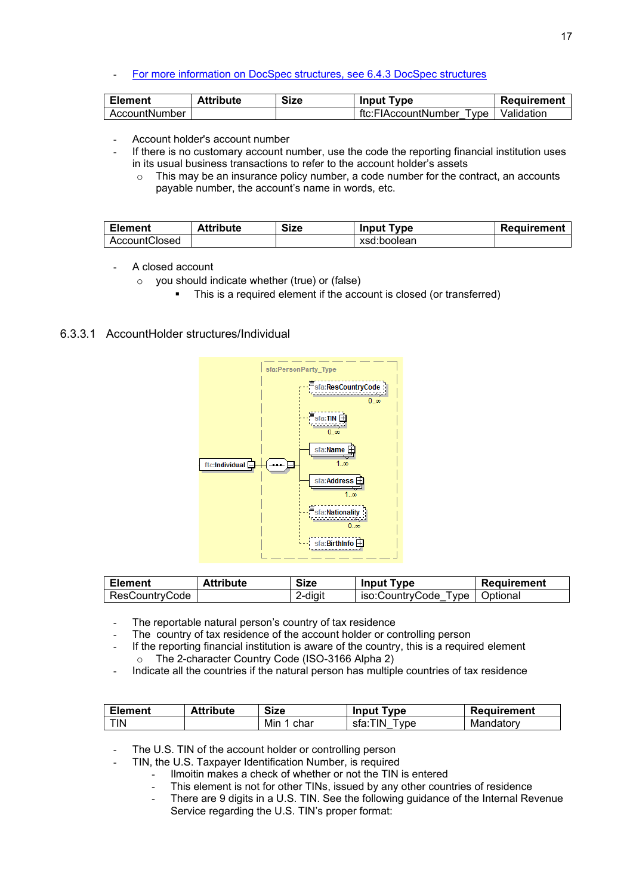- For more information on DocSpec structures, see 6.4.3 DocSpec structures

| Element | Attribute | Size | Input Type | Requirement |
|---|---|---|---|---|
| AccountNumber | | | ftc:FIAccountNumber_Type | Validation |

- Account holder's account number
- If there is no customary account number, use the code the reporting financial institution uses in its usual business transactions to refer to the account holder's assets
  - This may be an insurance policy number, a code number for the contract, an accounts payable number, the account's name in words, etc.

| Element | Attribute | Size | Input Type | Requirement |
|---|---|---|---|---|
| AccountClosed | | | xsd:boolean | |

- A closed account
  - you should indicate whether (true) or (false)
    - This is a required element if the account is closed (or transferred)

### 6.3.3.1 AccountHolder structures/Individual

| Element | Attribute | Size | Input Type | Requirement |
|---|---|---|---|---|
| ResCountryCode | | 2-digit | iso:CountryCode_Type | Optional |

- The reportable natural person's country of tax residence
- The country of tax residence of the account holder or controlling person
- If the reporting financial institution is aware of the country, this is a required element
  - The 2-character Country Code (ISO-3166 Alpha 2)
- Indicate all the countries if the natural person has multiple countries of tax residence

| Element | Attribute | Size | Input Type | Requirement |
|---|---|---|---|---|
| TIN | | Min 1 char | sfa:TIN_Type | Mandatory |

- The U.S. TIN of the account holder or controlling person
- TIN, the U.S. Taxpayer Identification Number, is required
  - Ilmoitin makes a check of whether or not the TIN is entered
  - This element is not for other TINs, issued by any other countries of residence
  - There are 9 digits in a U.S. TIN. See the following guidance of the Internal Revenue Service regarding the U.S. TIN's proper format: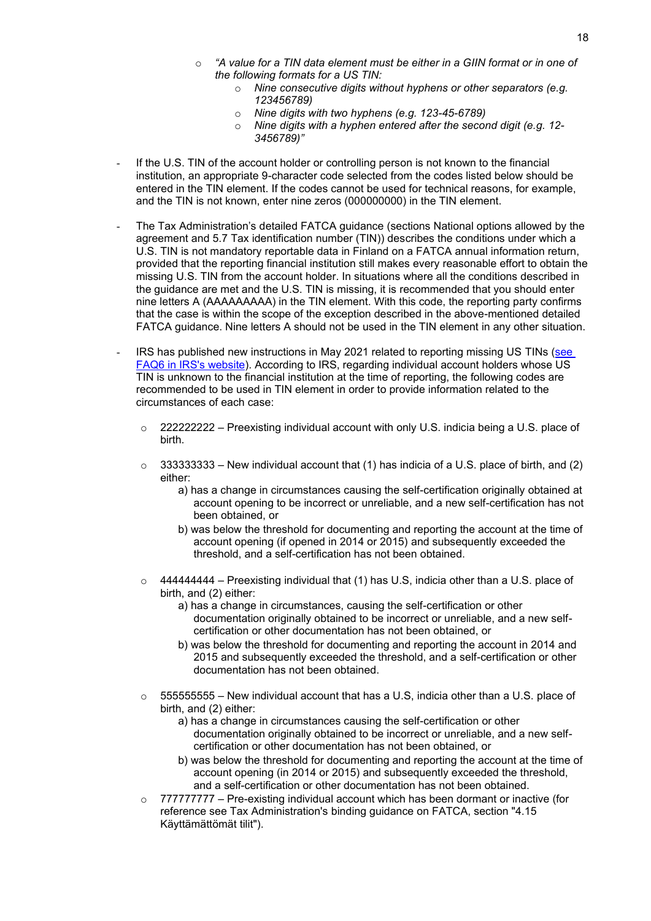- *"A value for a TIN data element must be either in a GIIN format or in one of the following formats for a US TIN:*
        - *Nine consecutive digits without hyphens or other separators (e.g. 123456789)*
        - *Nine digits with two hyphens (e.g. 123-45-6789)*
        - *Nine digits with a hyphen entered after the second digit (e.g. 12-3456789)"*

- If the U.S. TIN of the account holder or controlling person is not known to the financial institution, an appropriate 9-character code selected from the codes listed below should be entered in the TIN element. If the codes cannot be used for technical reasons, for example, and the TIN is not known, enter nine zeros (000000000) in the TIN element.

- The Tax Administration's detailed FATCA guidance (sections National options allowed by the agreement and 5.7 Tax identification number (TIN)) describes the conditions under which a U.S. TIN is not mandatory reportable data in Finland on a FATCA annual information return, provided that the reporting financial institution still makes every reasonable effort to obtain the missing U.S. TIN from the account holder. In situations where all the conditions described in the guidance are met and the U.S. TIN is missing, it is recommended that you should enter nine letters A (AAAAAAAAA) in the TIN element. With this code, the reporting party confirms that the case is within the scope of the exception described in the above-mentioned detailed FATCA guidance. Nine letters A should not be used in the TIN element in any other situation.

- IRS has published new instructions in May 2021 related to reporting missing US TINs (see FAQ6 in IRS's website). According to IRS, regarding individual account holders whose US TIN is unknown to the financial institution at the time of reporting, the following codes are recommended to be used in TIN element in order to provide information related to the circumstances of each case:

    - 222222222 – Preexisting individual account with only U.S. indicia being a U.S. place of birth.

    - 333333333 – New individual account that (1) has indicia of a U.S. place of birth, and (2) either:
        a) has a change in circumstances causing the self-certification originally obtained at account opening to be incorrect or unreliable, and a new self-certification has not been obtained, or
        b) was below the threshold for documenting and reporting the account at the time of account opening (if opened in 2014 or 2015) and subsequently exceeded the threshold, and a self-certification has not been obtained.

    - 444444444 – Preexisting individual that (1) has U.S, indicia other than a U.S. place of birth, and (2) either:
        a) has a change in circumstances, causing the self-certification or other documentation originally obtained to be incorrect or unreliable, and a new self-certification or other documentation has not been obtained, or
        b) was below the threshold for documenting and reporting the account in 2014 and 2015 and subsequently exceeded the threshold, and a self-certification or other documentation has not been obtained.

    - 555555555 – New individual account that has a U.S, indicia other than a U.S. place of birth, and (2) either:
        a) has a change in circumstances causing the self-certification or other documentation originally obtained to be incorrect or unreliable, and a new self-certification or other documentation has not been obtained, or
        b) was below the threshold for documenting and reporting the account at the time of account opening (in 2014 or 2015) and subsequently exceeded the threshold, and a self-certification or other documentation has not been obtained.
    - 777777777 – Pre-existing individual account which has been dormant or inactive (for reference see Tax Administration's binding guidance on FATCA, section "4.15 Käyttämättömät tilit").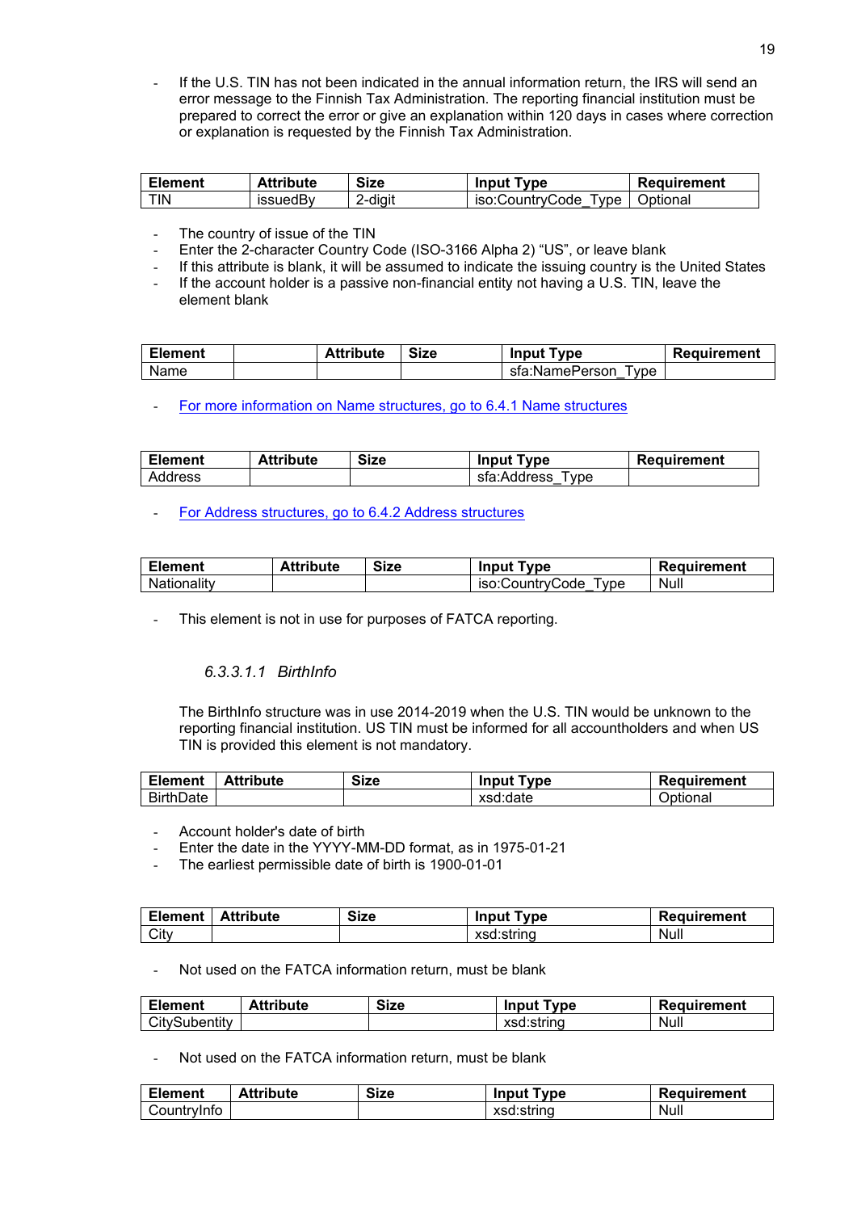- If the U.S. TIN has not been indicated in the annual information return, the IRS will send an error message to the Finnish Tax Administration. The reporting financial institution must be prepared to correct the error or give an explanation within 120 days in cases where correction or explanation is requested by the Finnish Tax Administration.

| Element | Attribute | Size | Input Type | Requirement |
|---|---|---|---|---|
| TIN | issuedBy | 2-digit | iso:CountryCode_Type | Optional |

- The country of issue of the TIN
- Enter the 2-character Country Code (ISO-3166 Alpha 2) "US", or leave blank
- If this attribute is blank, it will be assumed to indicate the issuing country is the United States
- If the account holder is a passive non-financial entity not having a U.S. TIN, leave the element blank

| Element | | Attribute | Size | Input Type | Requirement |
|---|---|---|---|---|---|
| Name | | | | sfa:NamePerson_Type | |

- For more information on Name structures, go to 6.4.1 Name structures

| Element | Attribute | Size | Input Type | Requirement |
|---|---|---|---|---|
| Address | | | sfa:Address_Type | |

- For Address structures, go to 6.4.2 Address structures

| Element | Attribute | Size | Input Type | Requirement |
|---|---|---|---|---|
| Nationality | | | iso:CountryCode_Type | Null |

- This element is not in use for purposes of FATCA reporting.

##### *6.3.3.1.1 BirthInfo*

The BirthInfo structure was in use 2014-2019 when the U.S. TIN would be unknown to the reporting financial institution. US TIN must be informed for all accountholders and when US TIN is provided this element is not mandatory.

| Element | Attribute | Size | Input Type | Requirement |
|---|---|---|---|---|
| BirthDate | | | xsd:date | Optional |

- Account holder's date of birth
- Enter the date in the YYYY-MM-DD format, as in 1975-01-21
- The earliest permissible date of birth is 1900-01-01

| Element | Attribute | Size | Input Type | Requirement |
|---|---|---|---|---|
| City | | | xsd:string | Null |

- Not used on the FATCA information return, must be blank

| Element | Attribute | Size | Input Type | Requirement |
|---|---|---|---|---|
| CitySubentity | | | xsd:string | Null |

- Not used on the FATCA information return, must be blank

| Element | Attribute | Size | Input Type | Requirement |
|---|---|---|---|---|
| CountryInfo | | | xsd:string | Null |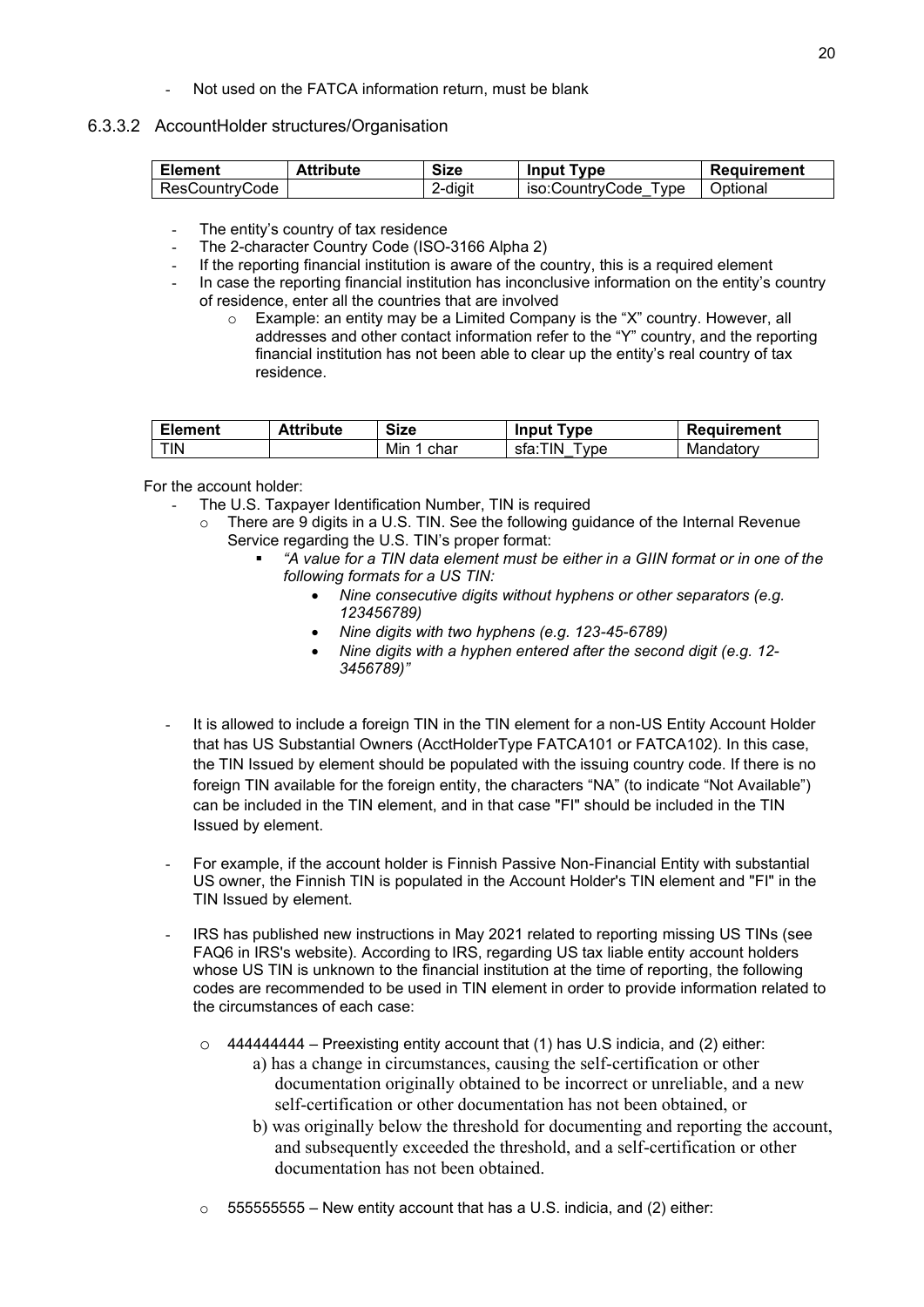- Not used on the FATCA information return, must be blank

### 6.3.3.2 AccountHolder structures/Organisation

| Element | Attribute | Size | Input Type | Requirement |
|---|---|---|---|---|
| ResCountryCode | | 2-digit | iso:CountryCode_Type | Optional |

- The entity's country of tax residence
- The 2-character Country Code (ISO-3166 Alpha 2)
- If the reporting financial institution is aware of the country, this is a required element
- In case the reporting financial institution has inconclusive information on the entity's country of residence, enter all the countries that are involved
  - Example: an entity may be a Limited Company is the "X" country. However, all addresses and other contact information refer to the "Y" country, and the reporting financial institution has not been able to clear up the entity's real country of tax residence.

| Element | Attribute | Size | Input Type | Requirement |
|---|---|---|---|---|
| TIN | | Min 1 char | sfa:TIN_Type | Mandatory |

For the account holder:

- The U.S. Taxpayer Identification Number, TIN is required
  - There are 9 digits in a U.S. TIN. See the following guidance of the Internal Revenue Service regarding the U.S. TIN's proper format:
    - *"A value for a TIN data element must be either in a GIIN format or in one of the following formats for a US TIN:*
      - *Nine consecutive digits without hyphens or other separators (e.g. 123456789)*
      - *Nine digits with two hyphens (e.g. 123-45-6789)*
      - *Nine digits with a hyphen entered after the second digit (e.g. 12-3456789)"*

- It is allowed to include a foreign TIN in the TIN element for a non-US Entity Account Holder that has US Substantial Owners (AcctHolderType FATCA101 or FATCA102). In this case, the TIN Issued by element should be populated with the issuing country code. If there is no foreign TIN available for the foreign entity, the characters "NA" (to indicate "Not Available") can be included in the TIN element, and in that case "FI" should be included in the TIN Issued by element.

- For example, if the account holder is Finnish Passive Non-Financial Entity with substantial US owner, the Finnish TIN is populated in the Account Holder's TIN element and "FI" in the TIN Issued by element.

- IRS has published new instructions in May 2021 related to reporting missing US TINs (see FAQ6 in IRS's website). According to IRS, regarding US tax liable entity account holders whose US TIN is unknown to the financial institution at the time of reporting, the following codes are recommended to be used in TIN element in order to provide information related to the circumstances of each case:

  - 444444444 – Preexisting entity account that (1) has U.S indicia, and (2) either:
    - a) has a change in circumstances, causing the self-certification or other documentation originally obtained to be incorrect or unreliable, and a new self-certification or other documentation has not been obtained, or
    - b) was originally below the threshold for documenting and reporting the account, and subsequently exceeded the threshold, and a self-certification or other documentation has not been obtained.

  - 555555555 – New entity account that has a U.S. indicia, and (2) either: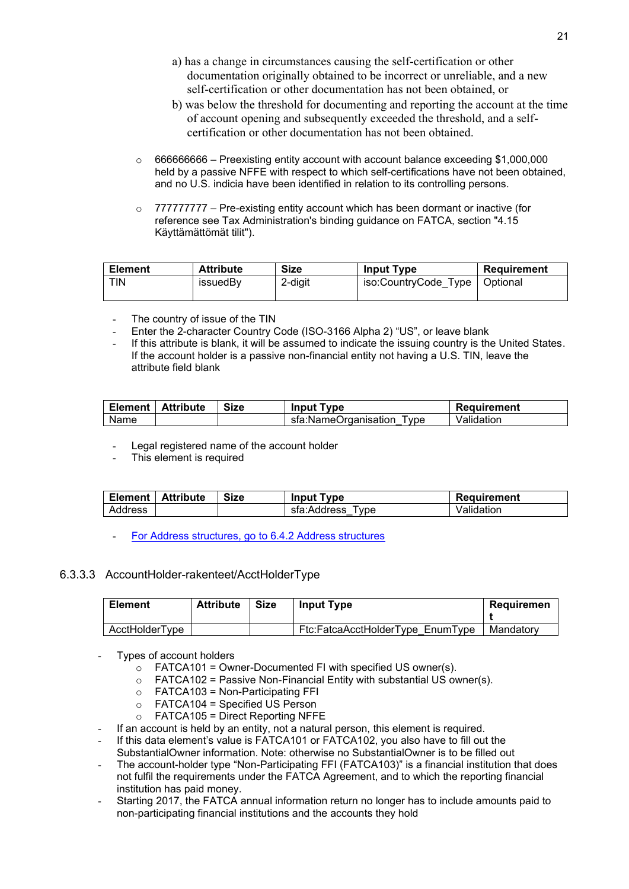a) has a change in circumstances causing the self-certification or other documentation originally obtained to be incorrect or unreliable, and a new self-certification or other documentation has not been obtained, or

b) was below the threshold for documenting and reporting the account at the time of account opening and subsequently exceeded the threshold, and a self-certification or other documentation has not been obtained.

- 666666666 – Preexisting entity account with account balance exceeding $1,000,000 held by a passive NFFE with respect to which self-certifications have not been obtained, and no U.S. indicia have been identified in relation to its controlling persons.

- 777777777 – Pre-existing entity account which has been dormant or inactive (for reference see Tax Administration's binding guidance on FATCA, section "4.15 Käyttämättömät tilit").

| Element | Attribute | Size | Input Type | Requirement |
|---|---|---|---|---|
| TIN | issuedBy | 2-digit | iso:CountryCode_Type | Optional |

- The country of issue of the TIN
- Enter the 2-character Country Code (ISO-3166 Alpha 2) "US", or leave blank
- If this attribute is blank, it will be assumed to indicate the issuing country is the United States. If the account holder is a passive non-financial entity not having a U.S. TIN, leave the attribute field blank

| Element | Attribute | Size | Input Type | Requirement |
|---|---|---|---|---|
| Name | | | sfa:NameOrganisation_Type | Validation |

- Legal registered name of the account holder
- This element is required

| Element | Attribute | Size | Input Type | Requirement |
|---|---|---|---|---|
| Address | | | sfa:Address_Type | Validation |

- For Address structures, go to 6.4.2 Address structures

### 6.3.3.3 AccountHolder-rakenteet/AcctHolderType

| Element | Attribute | Size | Input Type | Requirement |
|---|---|---|---|---|
| AcctHolderType | | | Ftc:FatcaAcctHolderType_EnumType | Mandatory |

- Types of account holders
  - FATCA101 = Owner-Documented FI with specified US owner(s).
  - FATCA102 = Passive Non-Financial Entity with substantial US owner(s).
  - FATCA103 = Non-Participating FFI
  - FATCA104 = Specified US Person
  - FATCA105 = Direct Reporting NFFE
- If an account is held by an entity, not a natural person, this element is required.
- If this data element's value is FATCA101 or FATCA102, you also have to fill out the SubstantialOwner information. Note: otherwise no SubstantialOwner is to be filled out
- The account-holder type "Non-Participating FFI (FATCA103)" is a financial institution that does not fulfil the requirements under the FATCA Agreement, and to which the reporting financial institution has paid money.
- Starting 2017, the FATCA annual information return no longer has to include amounts paid to non-participating financial institutions and the accounts they hold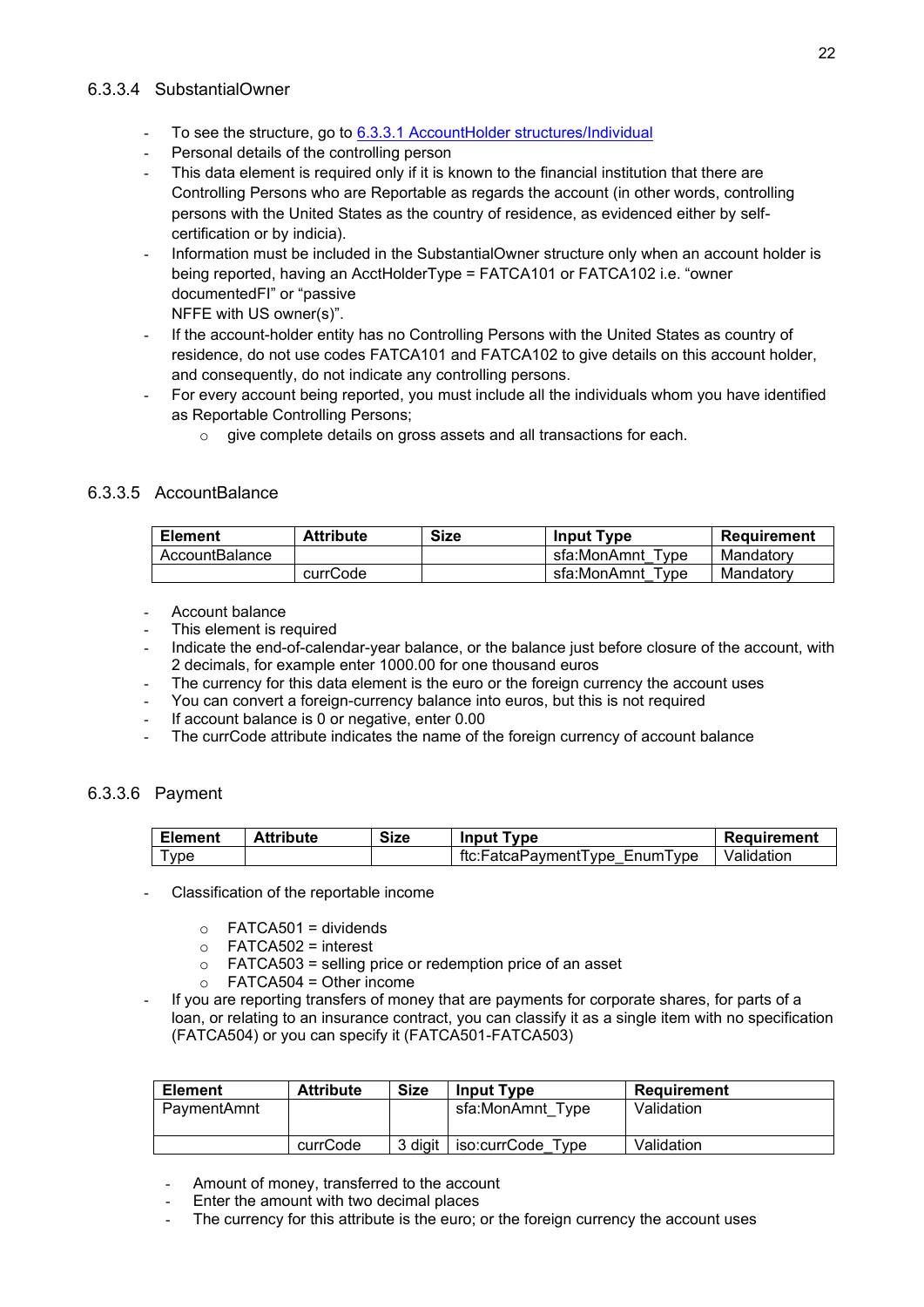#### 6.3.3.4 SubstantialOwner

- To see the structure, go to 6.3.3.1 AccountHolder structures/Individual
- Personal details of the controlling person
- This data element is required only if it is known to the financial institution that there are Controlling Persons who are Reportable as regards the account (in other words, controlling persons with the United States as the country of residence, as evidenced either by self-certification or by indicia).
- Information must be included in the SubstantialOwner structure only when an account holder is being reported, having an AcctHolderType = FATCA101 or FATCA102 i.e. “owner documentedFI” or “passive NFFE with US owner(s)”.
- If the account-holder entity has no Controlling Persons with the United States as country of residence, do not use codes FATCA101 and FATCA102 to give details on this account holder, and consequently, do not indicate any controlling persons.
- For every account being reported, you must include all the individuals whom you have identified as Reportable Controlling Persons;
  - give complete details on gross assets and all transactions for each.

#### 6.3.3.5 AccountBalance

| Element | Attribute | Size | Input Type | Requirement |
|---|---|---|---|---|
| AccountBalance | | | sfa:MonAmnt_Type | Mandatory |
| | currCode | | sfa:MonAmnt_Type | Mandatory |

- Account balance
- This element is required
- Indicate the end-of-calendar-year balance, or the balance just before closure of the account, with 2 decimals, for example enter 1000.00 for one thousand euros
- The currency for this data element is the euro or the foreign currency the account uses
- You can convert a foreign-currency balance into euros, but this is not required
- If account balance is 0 or negative, enter 0.00
- The currCode attribute indicates the name of the foreign currency of account balance

#### 6.3.3.6 Payment

| Element | Attribute | Size | Input Type | Requirement |
|---|---|---|---|---|
| Type | | | ftc:FatcaPaymentType_EnumType | Validation |

- Classification of the reportable income
  - FATCA501 = dividends
  - FATCA502 = interest
  - FATCA503 = selling price or redemption price of an asset
  - FATCA504 = Other income
- If you are reporting transfers of money that are payments for corporate shares, for parts of a loan, or relating to an insurance contract, you can classify it as a single item with no specification (FATCA504) or you can specify it (FATCA501-FATCA503)

| Element | Attribute | Size | Input Type | Requirement |
|---|---|---|---|---|
| PaymentAmnt | | | sfa:MonAmnt_Type | Validation |
| | currCode | 3 digit | iso:currCode_Type | Validation |

- Amount of money, transferred to the account
- Enter the amount with two decimal places
- The currency for this attribute is the euro; or the foreign currency the account uses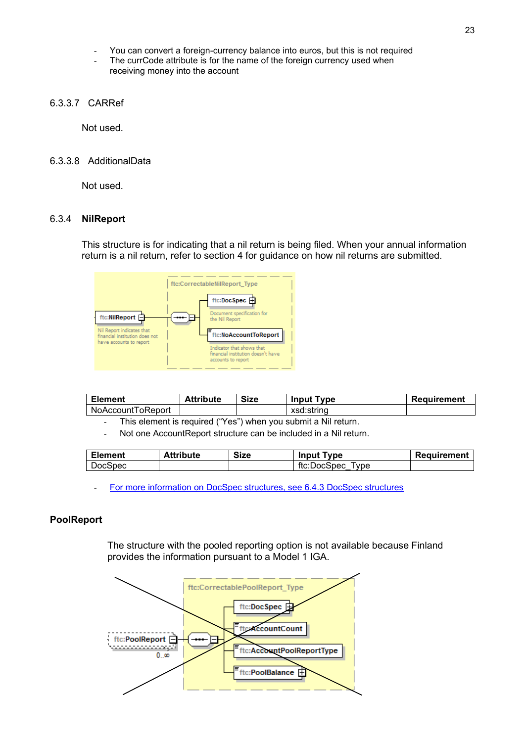- You can convert a foreign-currency balance into euros, but this is not required
- The currCode attribute is for the name of the foreign currency used when receiving money into the account

#### 6.3.3.7 CARRef

Not used.

#### 6.3.3.8 AdditionalData

Not used.

### 6.3.4 NilReport

This structure is for indicating that a nil return is being filed. When your annual information return is a nil return, refer to section 4 for guidance on how nil returns are submitted.

| Element | Attribute | Size | Input Type | Requirement |
|---|---|---|---|---|
| NoAccountToReport | | | xsd:string | |

- This element is required (“Yes”) when you submit a Nil return.
- Not one AccountReport structure can be included in a Nil return.

| Element | Attribute | Size | Input Type | Requirement |
|---|---|---|---|---|
| DocSpec | | | ftc:DocSpec_Type | |

- For more information on DocSpec structures, see 6.4.3 DocSpec structures

**PoolReport**

The structure with the pooled reporting option is not available because Finland provides the information pursuant to a Model 1 IGA.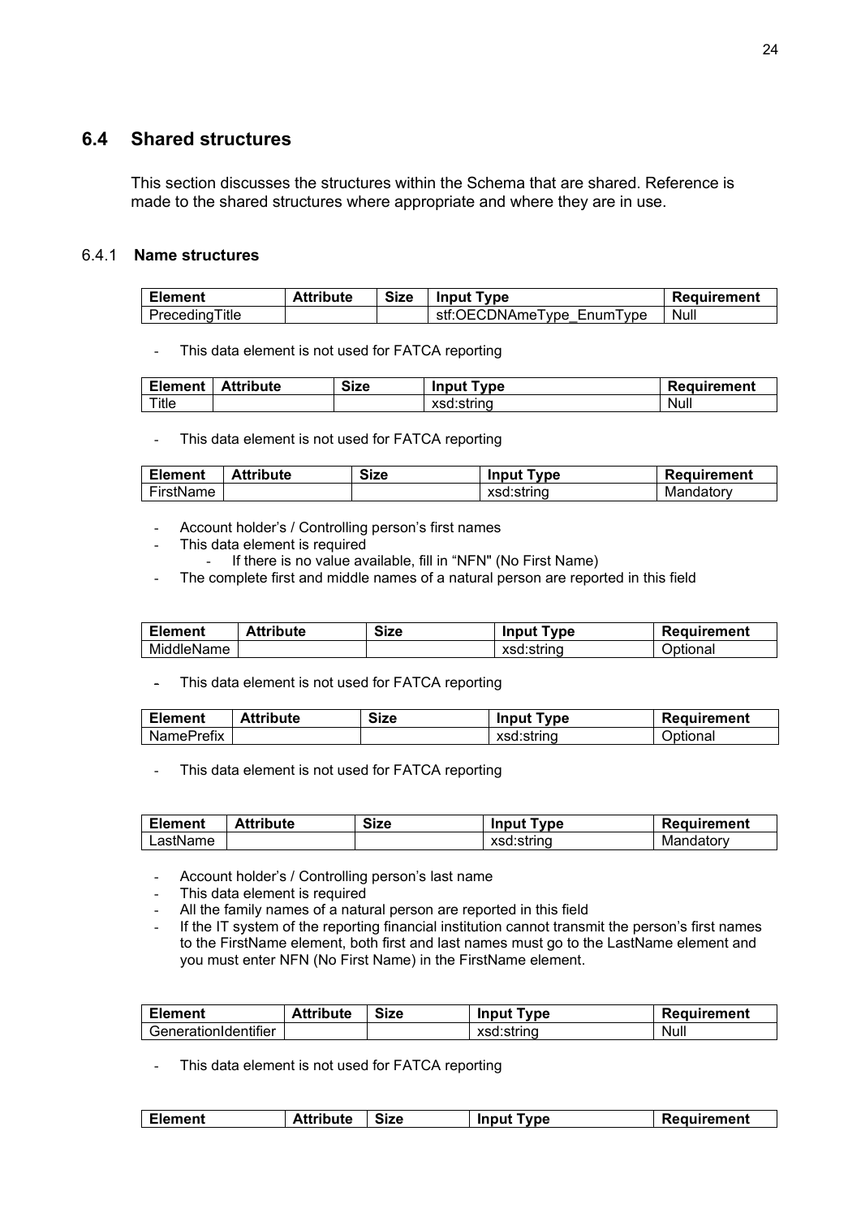## 6.4 Shared structures

This section discusses the structures within the Schema that are shared. Reference is made to the shared structures where appropriate and where they are in use.

### 6.4.1 Name structures

| Element | Attribute | Size | Input Type | Requirement |
|---|---|---|---|---|
| PrecedingTitle | | | stf:OECDNAmeType_EnumType | Null |

- This data element is not used for FATCA reporting

| Element | Attribute | Size | Input Type | Requirement |
|---|---|---|---|---|
| Title | | | xsd:string | Null |

- This data element is not used for FATCA reporting

| Element | Attribute | Size | Input Type | Requirement |
|---|---|---|---|---|
| FirstName | | | xsd:string | Mandatory |

- Account holder's / Controlling person's first names
- This data element is required
  - If there is no value available, fill in "NFN" (No First Name)
- The complete first and middle names of a natural person are reported in this field

| Element | Attribute | Size | Input Type | Requirement |
|---|---|---|---|---|
| MiddleName | | | xsd:string | Optional |

- This data element is not used for FATCA reporting

| Element | Attribute | Size | Input Type | Requirement |
|---|---|---|---|---|
| NamePrefix | | | xsd:string | Optional |

- This data element is not used for FATCA reporting

| Element | Attribute | Size | Input Type | Requirement |
|---|---|---|---|---|
| LastName | | | xsd:string | Mandatory |

- Account holder's / Controlling person's last name
- This data element is required
- All the family names of a natural person are reported in this field
- If the IT system of the reporting financial institution cannot transmit the person's first names to the FirstName element, both first and last names must go to the LastName element and you must enter NFN (No First Name) in the FirstName element.

| Element | Attribute | Size | Input Type | Requirement |
|---|---|---|---|---|
| GenerationIdentifier | | | xsd:string | Null |

- This data element is not used for FATCA reporting

| Element | Attribute | Size | Input Type | Requirement |
|---|---|---|---|---|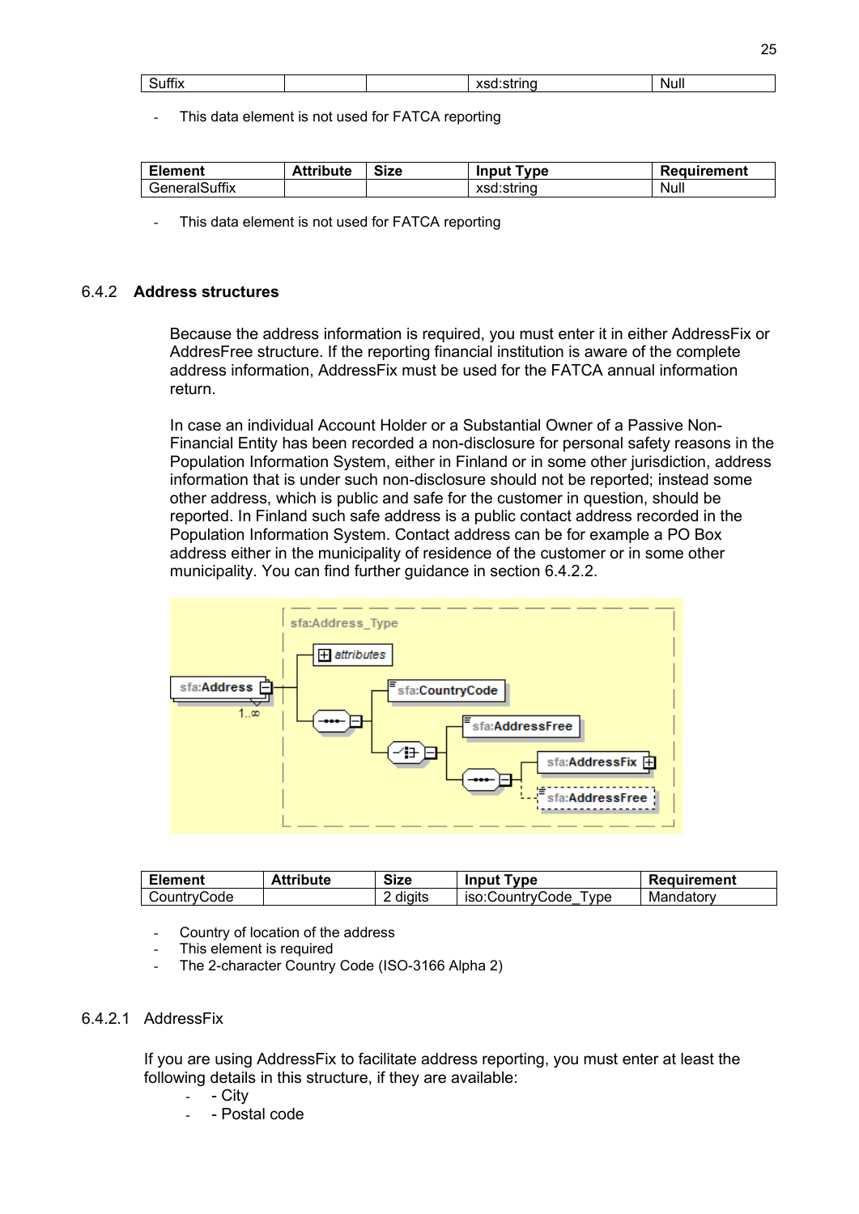| Suffix | | | xsd:string | Null |
|---|---|---|---|---|

- This data element is not used for FATCA reporting

| Element | Attribute | Size | Input Type | Requirement |
|---|---|---|---|---|
| GeneralSuffix | | | xsd:string | Null |

- This data element is not used for FATCA reporting

### 6.4.2 Address structures

Because the address information is required, you must enter it in either AddressFix or AddresFree structure. If the reporting financial institution is aware of the complete address information, AddressFix must be used for the FATCA annual information return.

In case an individual Account Holder or a Substantial Owner of a Passive Non-Financial Entity has been recorded a non-disclosure for personal safety reasons in the Population Information System, either in Finland or in some other jurisdiction, address information that is under such non-disclosure should not be reported; instead some other address, which is public and safe for the customer in question, should be reported. In Finland such safe address is a public contact address recorded in the Population Information System. Contact address can be for example a PO Box address either in the municipality of residence of the customer or in some other municipality. You can find further guidance in section 6.4.2.2.

| Element | Attribute | Size | Input Type | Requirement |
|---|---|---|---|---|
| CountryCode | | 2 digits | iso:CountryCode_Type | Mandatory |

- Country of location of the address
- This element is required
- The 2-character Country Code (ISO-3166 Alpha 2)

#### 6.4.2.1 AddressFix

If you are using AddressFix to facilitate address reporting, you must enter at least the following details in this structure, if they are available:

- - City
- - Postal code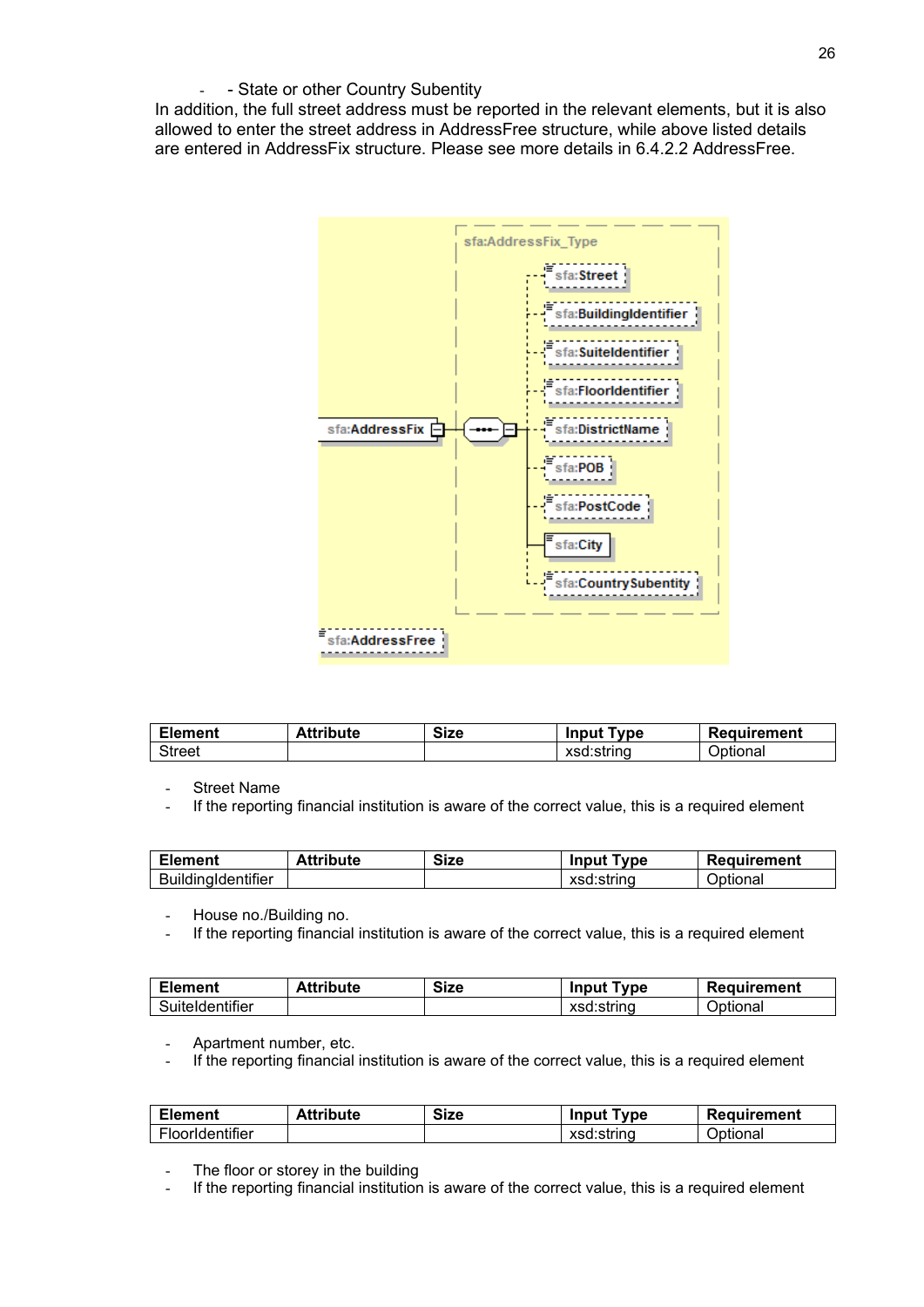- - State or other Country Subentity

In addition, the full street address must be reported in the relevant elements, but it is also allowed to enter the street address in AddressFree structure, while above listed details are entered in AddressFix structure. Please see more details in 6.4.2.2 AddressFree.

| Element | Attribute | Size | Input Type | Requirement |
| --- | --- | --- | --- | --- |
| Street | | | xsd:string | Optional |

- Street Name
- If the reporting financial institution is aware of the correct value, this is a required element

| Element | Attribute | Size | Input Type | Requirement |
| --- | --- | --- | --- | --- |
| BuildingIdentifier | | | xsd:string | Optional |

- House no./Building no.
- If the reporting financial institution is aware of the correct value, this is a required element

| Element | Attribute | Size | Input Type | Requirement |
| --- | --- | --- | --- | --- |
| SuiteIdentifier | | | xsd:string | Optional |

- Apartment number, etc.
- If the reporting financial institution is aware of the correct value, this is a required element

| Element | Attribute | Size | Input Type | Requirement |
| --- | --- | --- | --- | --- |
| FloorIdentifier | | | xsd:string | Optional |

- The floor or storey in the building
- If the reporting financial institution is aware of the correct value, this is a required element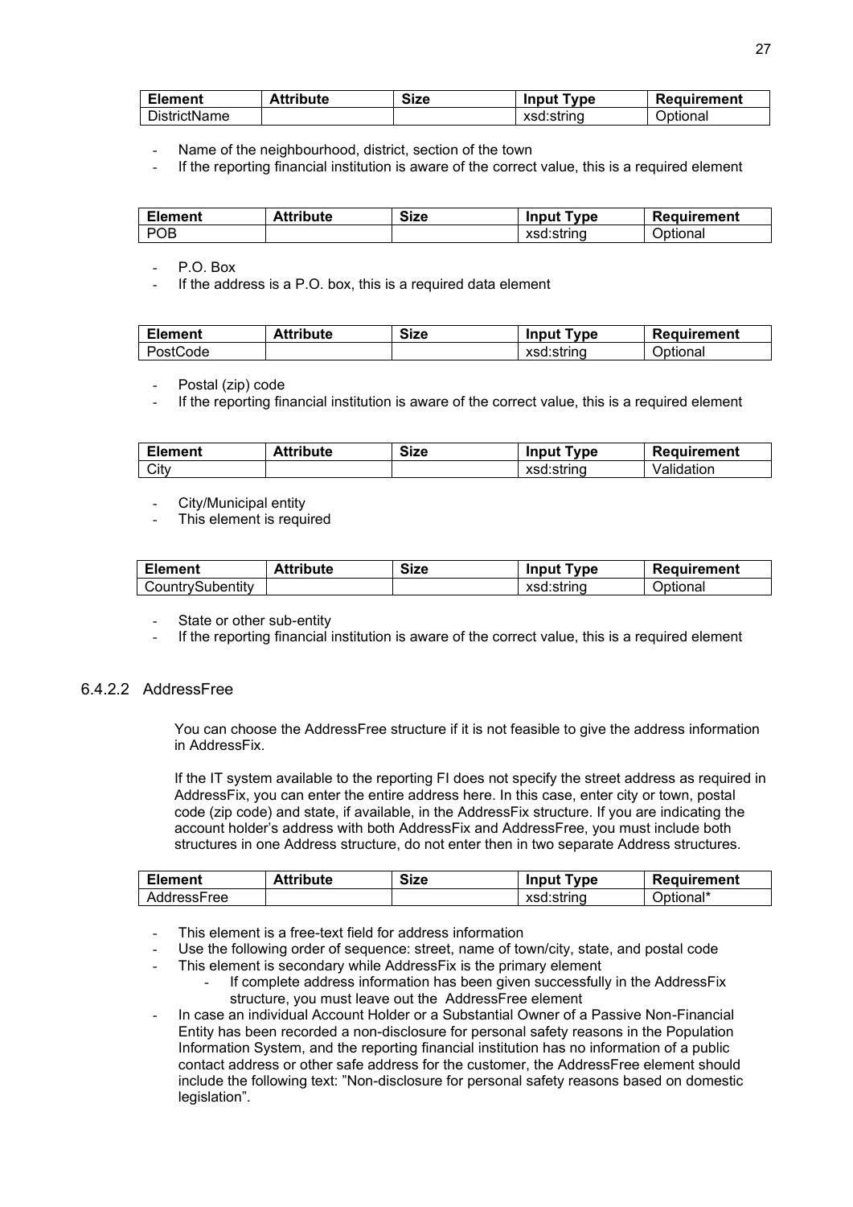| Element | Attribute | Size | Input Type | Requirement |
|---|---|---|---|---|
| DistrictName | | | xsd:string | Optional |

- Name of the neighbourhood, district, section of the town
- If the reporting financial institution is aware of the correct value, this is a required element

| Element | Attribute | Size | Input Type | Requirement |
|---|---|---|---|---|
| POB | | | xsd:string | Optional |

- P.O. Box
- If the address is a P.O. box, this is a required data element

| Element | Attribute | Size | Input Type | Requirement |
|---|---|---|---|---|
| PostCode | | | xsd:string | Optional |

- Postal (zip) code
- If the reporting financial institution is aware of the correct value, this is a required element

| Element | Attribute | Size | Input Type | Requirement |
|---|---|---|---|---|
| City | | | xsd:string | Validation |

- City/Municipal entity
- This element is required

| Element | Attribute | Size | Input Type | Requirement |
|---|---|---|---|---|
| CountrySubentity | | | xsd:string | Optional |

- State or other sub-entity
- If the reporting financial institution is aware of the correct value, this is a required element

### 6.4.2.2 AddressFree

You can choose the AddressFree structure if it is not feasible to give the address information in AddressFix.

If the IT system available to the reporting FI does not specify the street address as required in AddressFix, you can enter the entire address here. In this case, enter city or town, postal code (zip code) and state, if available, in the AddressFix structure. If you are indicating the account holder's address with both AddressFix and AddressFree, you must include both structures in one Address structure, do not enter then in two separate Address structures.

| Element | Attribute | Size | Input Type | Requirement |
|---|---|---|---|---|
| AddressFree | | | xsd:string | Optional* |

- This element is a free-text field for address information
- Use the following order of sequence: street, name of town/city, state, and postal code
- This element is secondary while AddressFix is the primary element
    - If complete address information has been given successfully in the AddressFix structure, you must leave out the AddressFree element
- In case an individual Account Holder or a Substantial Owner of a Passive Non-Financial Entity has been recorded a non-disclosure for personal safety reasons in the Population Information System, and the reporting financial institution has no information of a public contact address or other safe address for the customer, the AddressFree element should include the following text: "Non-disclosure for personal safety reasons based on domestic legislation".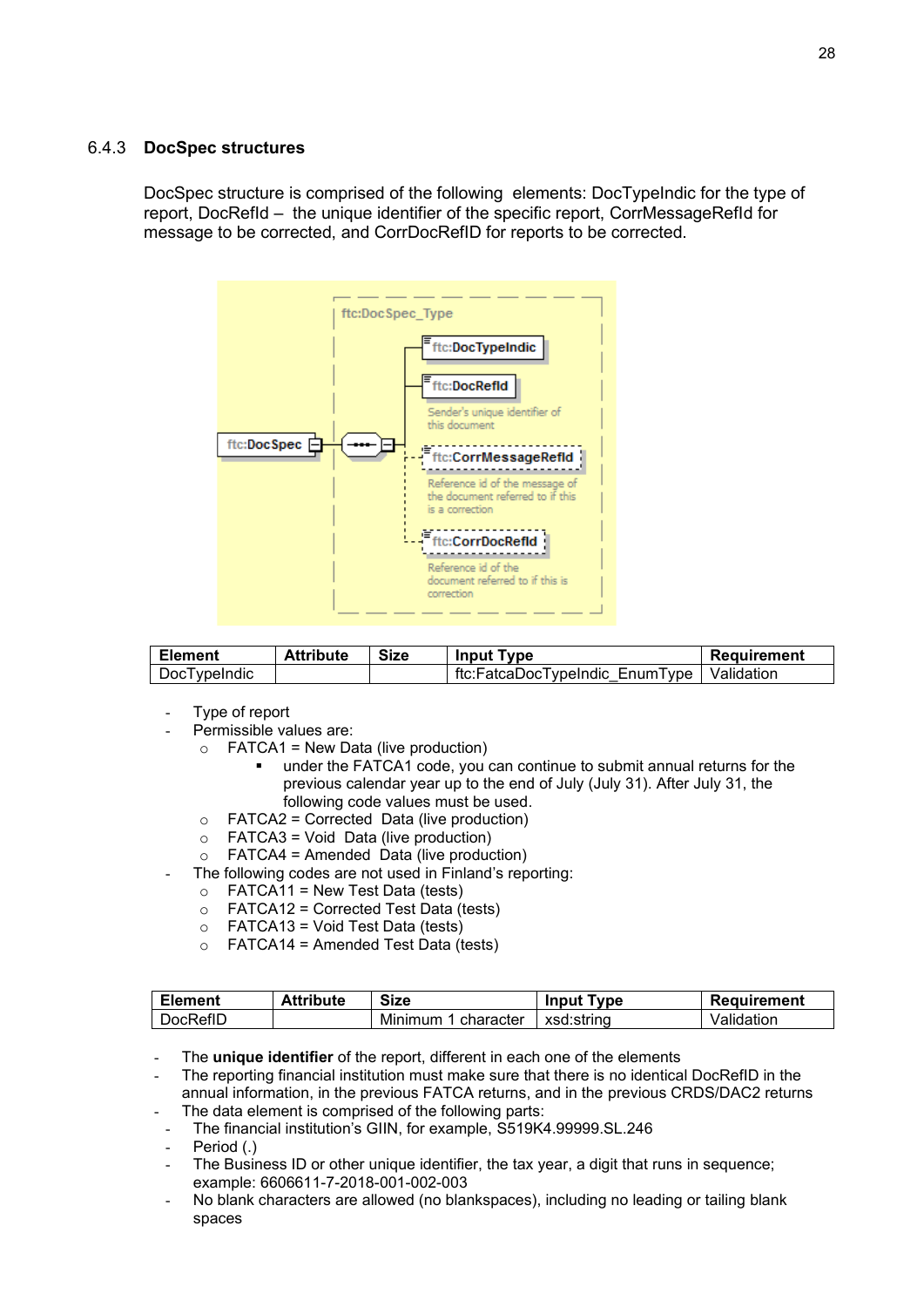### 6.4.3 DocSpec structures

DocSpec structure is comprised of the following elements: DocTypeIndic for the type of report, DocRefId – the unique identifier of the specific report, CorrMessageRefId for message to be corrected, and CorrDocRefID for reports to be corrected.

| Element | Attribute | Size | Input Type | Requirement |
|---|---|---|---|---|
| DocTypeIndic | | | ftc:FatcaDocTypeIndic_EnumType | Validation |

- Type of report
- Permissible values are:
  - FATCA1 = New Data (live production)
    - under the FATCA1 code, you can continue to submit annual returns for the previous calendar year up to the end of July (July 31). After July 31, the following code values must be used.
  - FATCA2 = Corrected Data (live production)
  - FATCA3 = Void Data (live production)
  - FATCA4 = Amended Data (live production)
- The following codes are not used in Finland's reporting:
  - FATCA11 = New Test Data (tests)
  - FATCA12 = Corrected Test Data (tests)
  - FATCA13 = Void Test Data (tests)
  - FATCA14 = Amended Test Data (tests)

| Element | Attribute | Size | Input Type | Requirement |
|---|---|---|---|---|
| DocRefID | | Minimum 1 character | xsd:string | Validation |

- The **unique identifier** of the report, different in each one of the elements
- The reporting financial institution must make sure that there is no identical DocRefID in the annual information, in the previous FATCA returns, and in the previous CRDS/DAC2 returns
- The data element is comprised of the following parts:
  - The financial institution's GIIN, for example, S519K4.99999.SL.246
  - Period (.)
  - The Business ID or other unique identifier, the tax year, a digit that runs in sequence; example: 6606611-7-2018-001-002-003
  - No blank characters are allowed (no blankspaces), including no leading or tailing blank spaces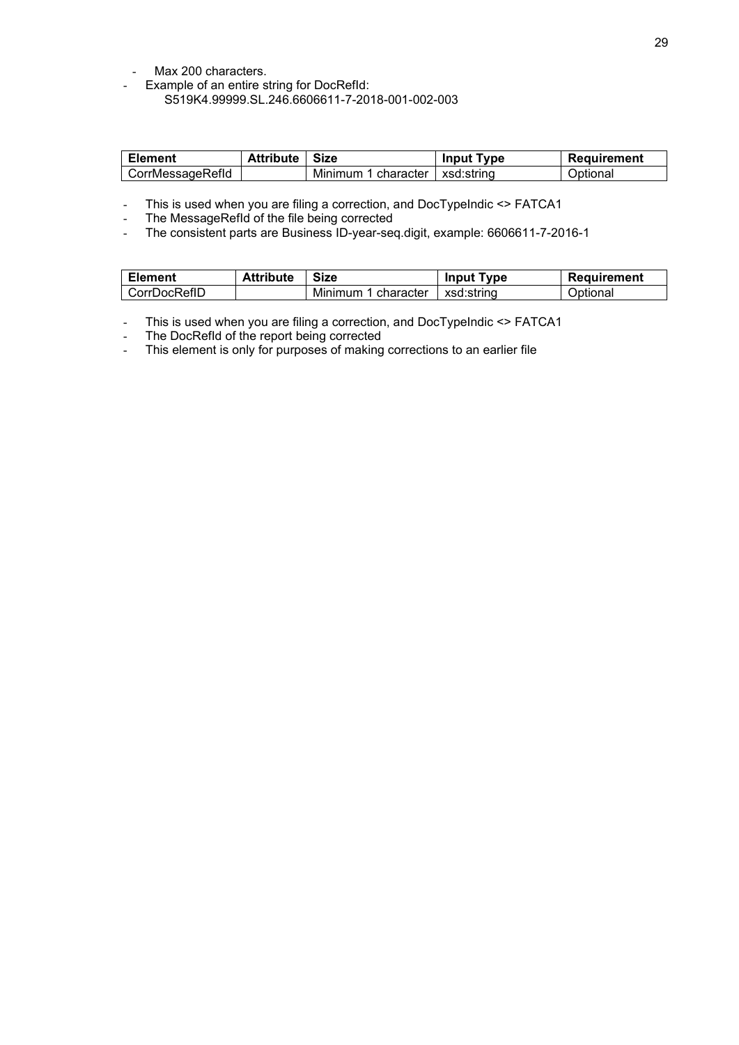- Max 200 characters.
- Example of an entire string for DocRefId:
  S519K4.99999.SL.246.6606611-7-2018-001-002-003

| Element | Attribute | Size | Input Type | Requirement |
|---|---|---|---|---|
| CorrMessageRefId | | Minimum 1 character | xsd:string | Optional |

- This is used when you are filing a correction, and DocTypeIndic <> FATCA1
- The MessageRefId of the file being corrected
- The consistent parts are Business ID-year-seq.digit, example: 6606611-7-2016-1

| Element | Attribute | Size | Input Type | Requirement |
|---|---|---|---|---|
| CorrDocRefID | | Minimum 1 character | xsd:string | Optional |

- This is used when you are filing a correction, and DocTypeIndic <> FATCA1
- The DocRefId of the report being corrected
- This element is only for purposes of making corrections to an earlier file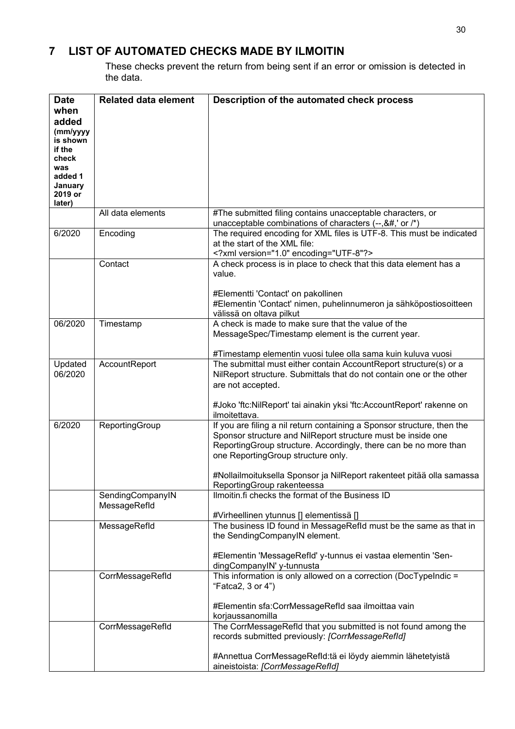# 7 LIST OF AUTOMATED CHECKS MADE BY ILMOITIN

These checks prevent the return from being sent if an error or omission is detected in the data.

| **Date when added** (mm/yyyy is shown if the check was added 1 January 2019 or later) | **Related data element** | **Description of the automated check process** |
|---|---|---|
| | All data elements | #The submitted filing contains unacceptable characters, or unacceptable combinations of characters (--,&#,' or /*) |
| 6/2020 | Encoding | The required encoding for XML files is UTF-8. This must be indicated at the start of the XML file:<br><?xml version="1.0" encoding="UTF-8"?> |
| | Contact | A check process is in place to check that this data element has a value.<br><br>#Elementti 'Contact' on pakollinen<br>#Elementin 'Contact' nimen, puhelinnumeron ja sähköpostiosoitteen välissä on oltava pilkut |
| 06/2020 | Timestamp | A check is made to make sure that the value of the MessageSpec/Timestamp element is the current year.<br><br>#Timestamp elementin vuosi tulee olla sama kuin kuluva vuosi |
| Updated 06/2020 | AccountReport | The submittal must either contain AccountReport structure(s) or a NilReport structure. Submittals that do not contain one or the other are not accepted.<br><br>#Joko 'ftc:NilReport' tai ainakin yksi 'ftc:AccountReport' rakenne on ilmoitettava. |
| 6/2020 | ReportingGroup | If you are filing a nil return containing a Sponsor structure, then the Sponsor structure and NilReport structure must be inside one ReportingGroup structure. Accordingly, there can be no more than one ReportingGroup structure only.<br><br>#Nollailmoituksella Sponsor ja NilReport rakenteet pitää olla samassa ReportingGroup rakenteessa |
| | SendingCompanyIN<br>MessageRefId | Ilmoitin.fi checks the format of the Business ID<br><br>#Virheellinen ytunnus [] elementissä [] |
| | MessageRefId | The business ID found in MessageRefId must be the same as that in the SendingCompanyIN element.<br><br>#Elementin 'MessageRefId' y-tunnus ei vastaa elementin 'SendingCompanyIN' y-tunnusta |
| | CorrMessageRefId | This information is only allowed on a correction (DocTypeIndic = “Fatca2, 3 or 4”)<br><br>#Elementin sfa:CorrMessageRefId saa ilmoittaa vain korjaussanomilla |
| | CorrMessageRefId | The CorrMessageRefId that you submitted is not found among the records submitted previously: *[CorrMessageRefId]*<br><br>#Annettua CorrMessageRefId:tä ei löydy aiemmin lähetetyistä aineistoista: *[CorrMessageRefId]* |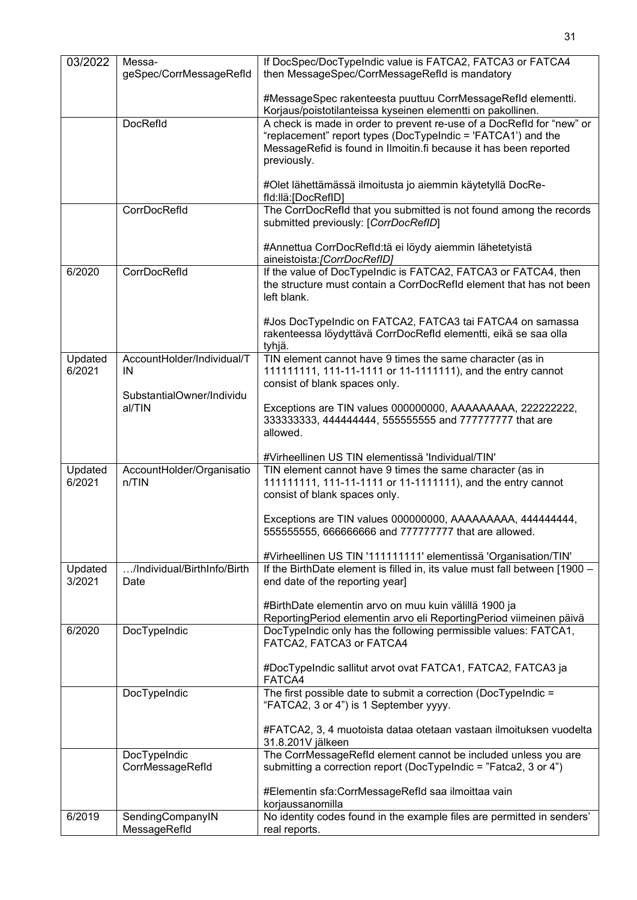| 03/2022 | MessageSpec/CorrMessageRefId | If DocSpec/DocTypeIndic value is FATCA2, FATCA3 or FATCA4 then MessageSpec/CorrMessageRefId is mandatory<br><br>#MessageSpec rakenteesta puuttuu CorrMessageRefId elementti. Korjaus/poistotilanteissa kyseinen elementti on pakollinen. |
|---|---|---|
| | DocRefId | A check is made in order to prevent re-use of a DocRefId for “new” or “replacement” report types (DocTypeIndic = 'FATCA1') and the MessageRefid is found in Ilmoitin.fi because it has been reported previously.<br><br>#Olet lähettämässä ilmoitusta jo aiemmin käytetyllä DocRefId:llä:[DocRefID] |
| | CorrDocRefId | The CorrDocRefId that you submitted is not found among the records submitted previously: [*CorrDocRefID*]<br><br>#Annettua CorrDocRefId:tä ei löydy aiemmin lähetetyistä aineistoista:*[CorrDocRefID]* |
| 6/2020 | CorrDocRefId | If the value of DocTypeIndic is FATCA2, FATCA3 or FATCA4, then the structure must contain a CorrDocRefId element that has not been left blank.<br><br>#Jos DocTypeIndic on FATCA2, FATCA3 tai FATCA4 on samassa rakenteessa löydyttävä CorrDocRefId elementti, eikä se saa olla tyhjä. |
| Updated 6/2021 | AccountHolder/Individual/TIN<br><br>SubstantialOwner/Individual/TIN | TIN element cannot have 9 times the same character (as in 111111111, 111-11-1111 or 11-1111111), and the entry cannot consist of blank spaces only.<br><br>Exceptions are TIN values 000000000, AAAAAAAAA, 222222222, 333333333, 444444444, 555555555 and 777777777 that are allowed.<br><br>#Virheellinen US TIN elementissä 'Individual/TIN' |
| Updated 6/2021 | AccountHolder/Organisation/TIN | TIN element cannot have 9 times the same character (as in 111111111, 111-11-1111 or 11-1111111), and the entry cannot consist of blank spaces only.<br><br>Exceptions are TIN values 000000000, AAAAAAAAA, 444444444, 555555555, 666666666 and 777777777 that are allowed.<br><br>#Virheellinen US TIN '111111111' elementissä 'Organisation/TIN' |
| Updated 3/2021 | …/Individual/BirthInfo/BirthDate | If the BirthDate element is filled in, its value must fall between [1900 – end date of the reporting year]<br><br>#BirthDate elementin arvo on muu kuin välillä 1900 ja ReportingPeriod elementin arvo eli ReportingPeriod viimeinen päivä |
| 6/2020 | DocTypeIndic | DocTypeIndic only has the following permissible values: FATCA1, FATCA2, FATCA3 or FATCA4<br><br>#DocTypeIndic sallitut arvot ovat FATCA1, FATCA2, FATCA3 ja FATCA4 |
| | DocTypeIndic | The first possible date to submit a correction (DocTypeIndic = “FATCA2, 3 or 4”) is 1 September yyyy.<br><br>#FATCA2, 3, 4 muotoista dataa otetaan vastaan ilmoituksen vuodelta 31.8.201V jälkeen |
| | DocTypeIndic<br>CorrMessageRefId | The CorrMessageRefId element cannot be included unless you are submitting a correction report (DocTypeIndic = ”Fatca2, 3 or 4”)<br><br>#Elementin sfa:CorrMessageRefId saa ilmoittaa vain korjaussanomilla |
| 6/2019 | SendingCompanyIN<br>MessageRefId | No identity codes found in the example files are permitted in senders' real reports. |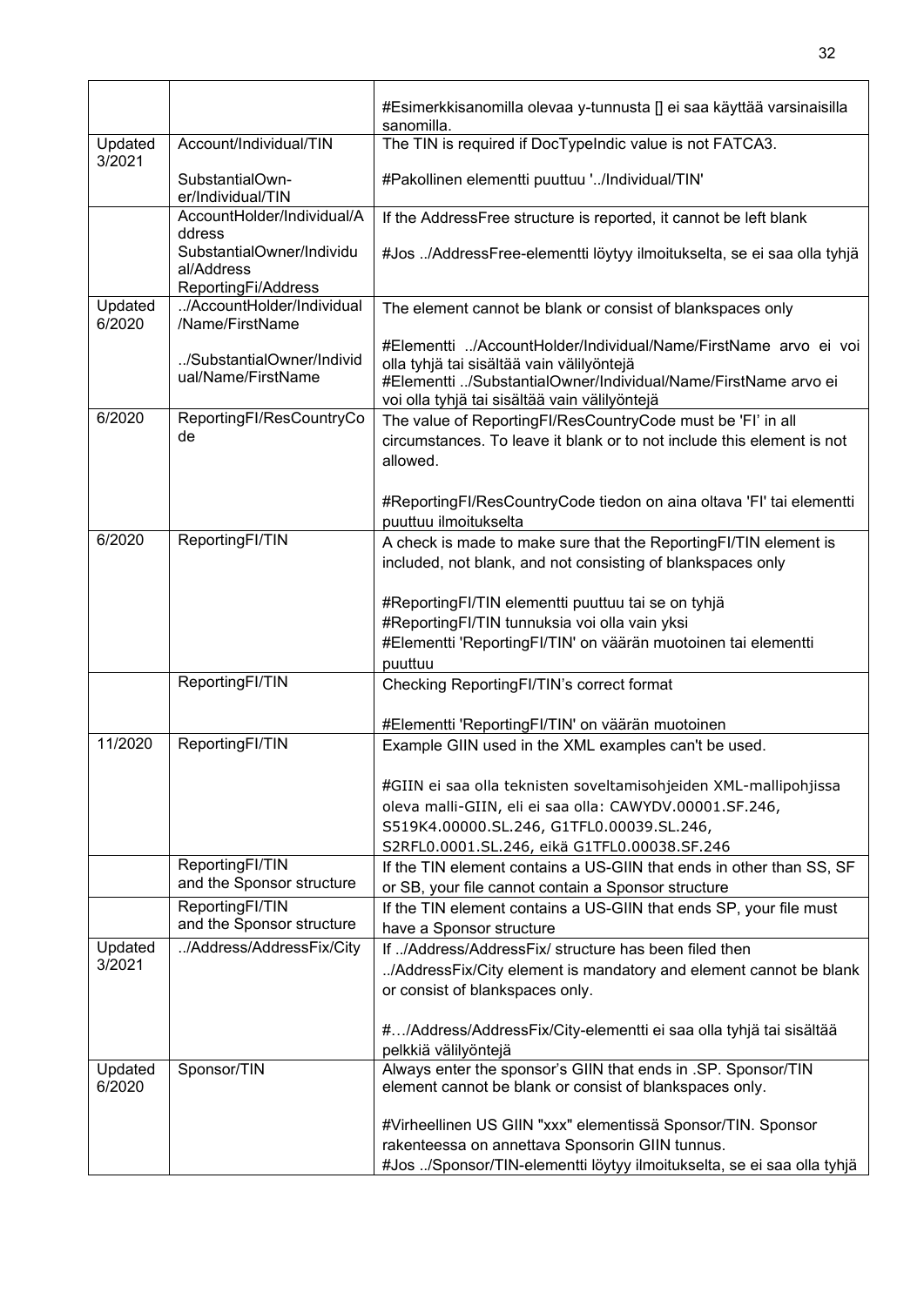| | | |
|---|---|---|
| | | #Esimerkkisanomilla olevaa y-tunnusta [] ei saa käyttää varsinaisilla sanomilla. |
| Updated 3/2021 | Account/Individual/TIN<br><br>SubstantialOwner/Individual/TIN | The TIN is required if DocTypeIndic value is not FATCA3.<br><br>#Pakollinen elementti puuttuu '../Individual/TIN' |
| | AccountHolder/Individual/Address<br>SubstantialOwner/Individual/Address<br>ReportingFi/Address | If the AddressFree structure is reported, it cannot be left blank<br><br>#Jos ../AddressFree-elementti löytyy ilmoitukselta, se ei saa olla tyhjä |
| Updated 6/2020 | ../AccountHolder/Individual/Name/FirstName<br><br>../SubstantialOwner/Individual/Name/FirstName | The element cannot be blank or consist of blankspaces only<br><br>#Elementti ../AccountHolder/Individual/Name/FirstName arvo ei voi olla tyhjä tai sisältää vain välilyöntejä<br>#Elementti ../SubstantialOwner/Individual/Name/FirstName arvo ei voi olla tyhjä tai sisältää vain välilyöntejä |
| 6/2020 | ReportingFI/ResCountryCode | The value of ReportingFI/ResCountryCode must be 'FI' in all circumstances. To leave it blank or to not include this element is not allowed.<br><br>#ReportingFI/ResCountryCode tiedon on aina oltava 'FI' tai elementti puuttuu ilmoitukselta |
| 6/2020 | ReportingFI/TIN | A check is made to make sure that the ReportingFI/TIN element is included, not blank, and not consisting of blankspaces only<br><br>#ReportingFI/TIN elementti puuttuu tai se on tyhjä<br>#ReportingFI/TIN tunnuksia voi olla vain yksi<br>#Elementti 'ReportingFI/TIN' on väärän muotoinen tai elementti puuttuu |
| | ReportingFI/TIN | Checking ReportingFI/TIN's correct format<br><br>#Elementti 'ReportingFI/TIN' on väärän muotoinen |
| 11/2020 | ReportingFI/TIN | Example GIIN used in the XML examples can't be used.<br><br>#GIIN ei saa olla teknisten soveltamisohjeiden XML-mallipohjissa oleva malli-GIIN, eli ei saa olla: CAWYDV.00001.SF.246, S519K4.00000.SL.246, G1TFL0.00039.SL.246, S2RFL0.0001.SL.246, eikä G1TFL0.00038.SF.246 |
| | ReportingFI/TIN and the Sponsor structure | If the TIN element contains a US-GIIN that ends in other than SS, SF or SB, your file cannot contain a Sponsor structure |
| | ReportingFI/TIN and the Sponsor structure | If the TIN element contains a US-GIIN that ends SP, your file must have a Sponsor structure |
| Updated 3/2021 | ../Address/AddressFix/City | If ../Address/AddressFix/ structure has been filed then ../AddressFix/City element is mandatory and element cannot be blank or consist of blankspaces only.<br><br>#…/Address/AddressFix/City-elementti ei saa olla tyhjä tai sisältää pelkkiä välilyöntejä |
| Updated 6/2020 | Sponsor/TIN | Always enter the sponsor's GIIN that ends in .SP. Sponsor/TIN element cannot be blank or consist of blankspaces only.<br><br>#Virheellinen US GIIN "xxx" elementissä Sponsor/TIN. Sponsor rakenteessa on annettava Sponsorin GIIN tunnus.<br>#Jos ../Sponsor/TIN-elementti löytyy ilmoitukselta, se ei saa olla tyhjä |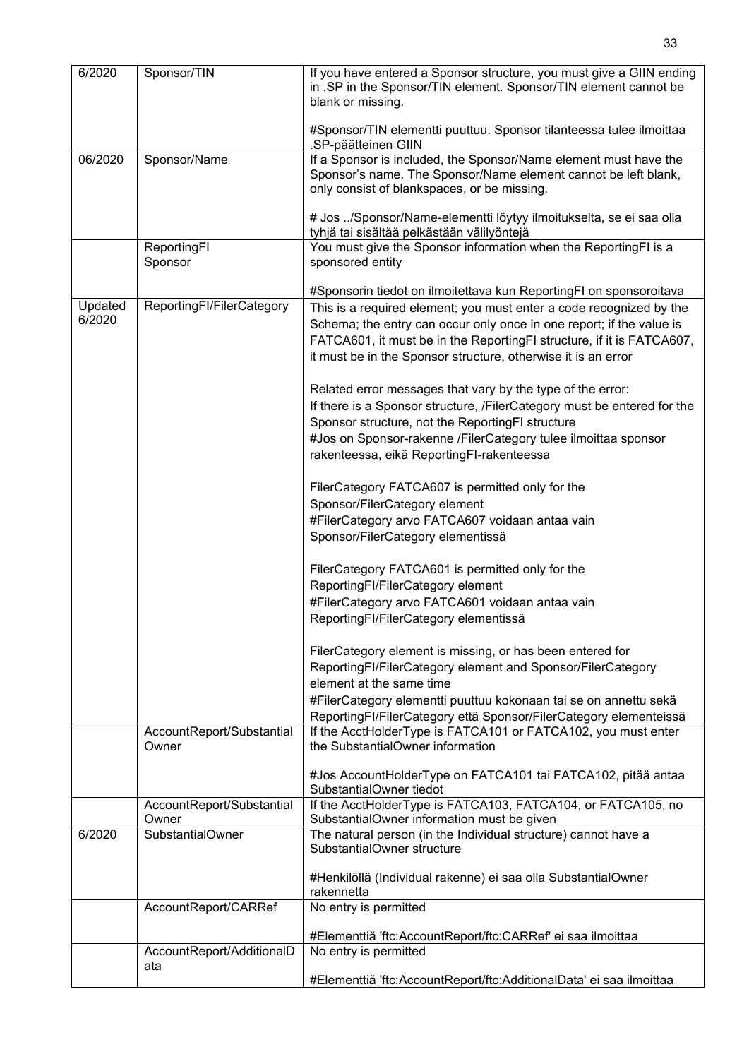| 6/2020 | Sponsor/TIN | If you have entered a Sponsor structure, you must give a GIIN ending in .SP in the Sponsor/TIN element. Sponsor/TIN element cannot be blank or missing.<br><br>#Sponsor/TIN elementti puuttuu. Sponsor tilanteessa tulee ilmoittaa .SP-päätteinen GIIN |
|---|---|---|
| 06/2020 | Sponsor/Name | If a Sponsor is included, the Sponsor/Name element must have the Sponsor's name. The Sponsor/Name element cannot be left blank, only consist of blankspaces, or be missing.<br><br># Jos ../Sponsor/Name-elementti löytyy ilmoitukselta, se ei saa olla tyhjä tai sisältää pelkästään välilyöntejä |
| | ReportingFI<br>Sponsor | You must give the Sponsor information when the ReportingFI is a sponsored entity<br><br>#Sponsorin tiedot on ilmoitettava kun ReportingFI on sponsoroitava |
| Updated 6/2020 | ReportingFI/FilerCategory | This is a required element; you must enter a code recognized by the Schema; the entry can occur only once in one report; if the value is FATCA601, it must be in the ReportingFI structure, if it is FATCA607, it must be in the Sponsor structure, otherwise it is an error<br><br>Related error messages that vary by the type of the error:<br>If there is a Sponsor structure, /FilerCategory must be entered for the Sponsor structure, not the ReportingFI structure<br>#Jos on Sponsor-rakenne /FilerCategory tulee ilmoittaa sponsor rakenteessa, eikä ReportingFI-rakenteessa<br><br>FilerCategory FATCA607 is permitted only for the Sponsor/FilerCategory element<br>#FilerCategory arvo FATCA607 voidaan antaa vain Sponsor/FilerCategory elementissä<br><br>FilerCategory FATCA601 is permitted only for the ReportingFI/FilerCategory element<br>#FilerCategory arvo FATCA601 voidaan antaa vain ReportingFI/FilerCategory elementissä<br><br>FilerCategory element is missing, or has been entered for ReportingFI/FilerCategory element and Sponsor/FilerCategory element at the same time<br>#FilerCategory elementti puuttuu kokonaan tai se on annettu sekä ReportingFI/FilerCategory että Sponsor/FilerCategory elementeissä |
| | AccountReport/SubstantialOwner | If the AcctHolderType is FATCA101 or FATCA102, you must enter the SubstantialOwner information<br><br>#Jos AccountHolderType on FATCA101 tai FATCA102, pitää antaa SubstantialOwner tiedot |
| | AccountReport/SubstantialOwner | If the AcctHolderType is FATCA103, FATCA104, or FATCA105, no SubstantialOwner information must be given |
| 6/2020 | SubstantialOwner | The natural person (in the Individual structure) cannot have a SubstantialOwner structure<br><br>#Henkilöllä (Individual rakenne) ei saa olla SubstantialOwner rakennetta |
| | AccountReport/CARRef | No entry is permitted<br><br>#Elementtiä 'ftc:AccountReport/ftc:CARRef' ei saa ilmoittaa |
| | AccountReport/AdditionalData | No entry is permitted<br><br>#Elementtiä 'ftc:AccountReport/ftc:AdditionalData' ei saa ilmoittaa |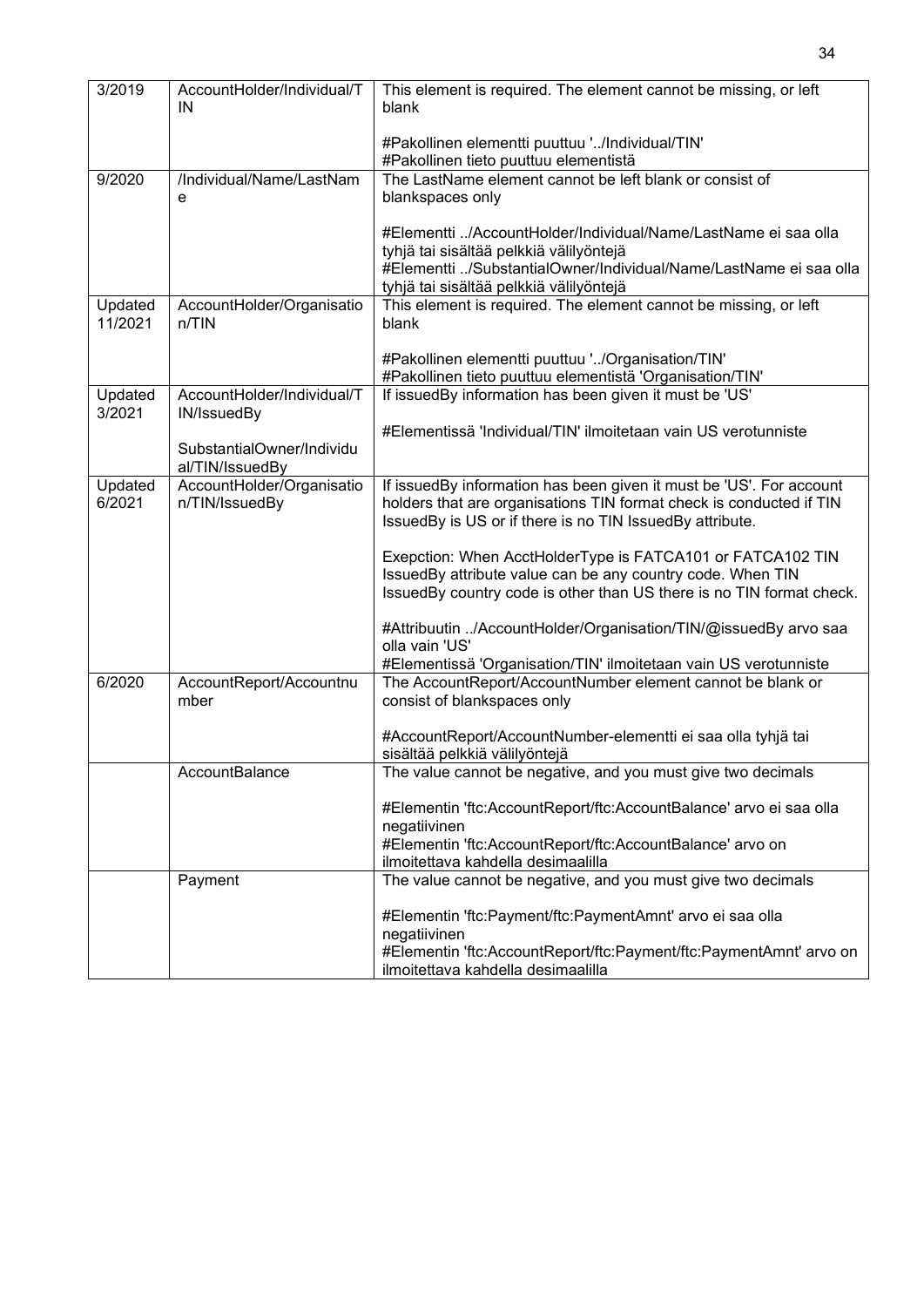| 3/2019 | AccountHolder/Individual/TIN | This element is required. The element cannot be missing, or left blank<br><br>#Pakollinen elementti puuttuu '../Individual/TIN'<br>#Pakollinen tieto puuttuu elementistä |
|---|---|---|
| 9/2020 | /Individual/Name/LastName | The LastName element cannot be left blank or consist of blankspaces only<br><br>#Elementti ../AccountHolder/Individual/Name/LastName ei saa olla tyhjä tai sisältää pelkkiä välilyöntejä<br>#Elementti ../SubstantialOwner/Individual/Name/LastName ei saa olla tyhjä tai sisältää pelkkiä välilyöntejä |
| Updated 11/2021 | AccountHolder/Organisation/TIN | This element is required. The element cannot be missing, or left blank<br><br>#Pakollinen elementti puuttuu '../Organisation/TIN'<br>#Pakollinen tieto puuttuu elementistä 'Organisation/TIN' |
| Updated 3/2021 | AccountHolder/Individual/TIN/IssuedBy<br><br>SubstantialOwner/Individual/TIN/IssuedBy | If issuedBy information has been given it must be 'US'<br><br>#Elementissä 'Individual/TIN' ilmoitetaan vain US verotunniste |
| Updated 6/2021 | AccountHolder/Organisation/TIN/IssuedBy | If issuedBy information has been given it must be 'US'. For account holders that are organisations TIN format check is conducted if TIN IssuedBy is US or if there is no TIN IssuedBy attribute.<br><br>Exepction: When AcctHolderType is FATCA101 or FATCA102 TIN IssuedBy attribute value can be any country code. When TIN IssuedBy country code is other than US there is no TIN format check.<br><br>#Attribuutin ../AccountHolder/Organisation/TIN/@issuedBy arvo saa olla vain 'US'<br>#Elementissä 'Organisation/TIN' ilmoitetaan vain US verotunniste |
| 6/2020 | AccountReport/Accountnumber | The AccountReport/AccountNumber element cannot be blank or consist of blankspaces only<br><br>#AccountReport/AccountNumber-elementti ei saa olla tyhjä tai sisältää pelkkiä välilyöntejä |
| | AccountBalance | The value cannot be negative, and you must give two decimals<br><br>#Elementin 'ftc:AccountReport/ftc:AccountBalance' arvo ei saa olla negatiivinen<br>#Elementin 'ftc:AccountReport/ftc:AccountBalance' arvo on ilmoitettava kahdella desimaalilla |
| | Payment | The value cannot be negative, and you must give two decimals<br><br>#Elementin 'ftc:Payment/ftc:PaymentAmnt' arvo ei saa olla negatiivinen<br>#Elementin 'ftc:AccountReport/ftc:Payment/ftc:PaymentAmnt' arvo on ilmoitettava kahdella desimaalilla |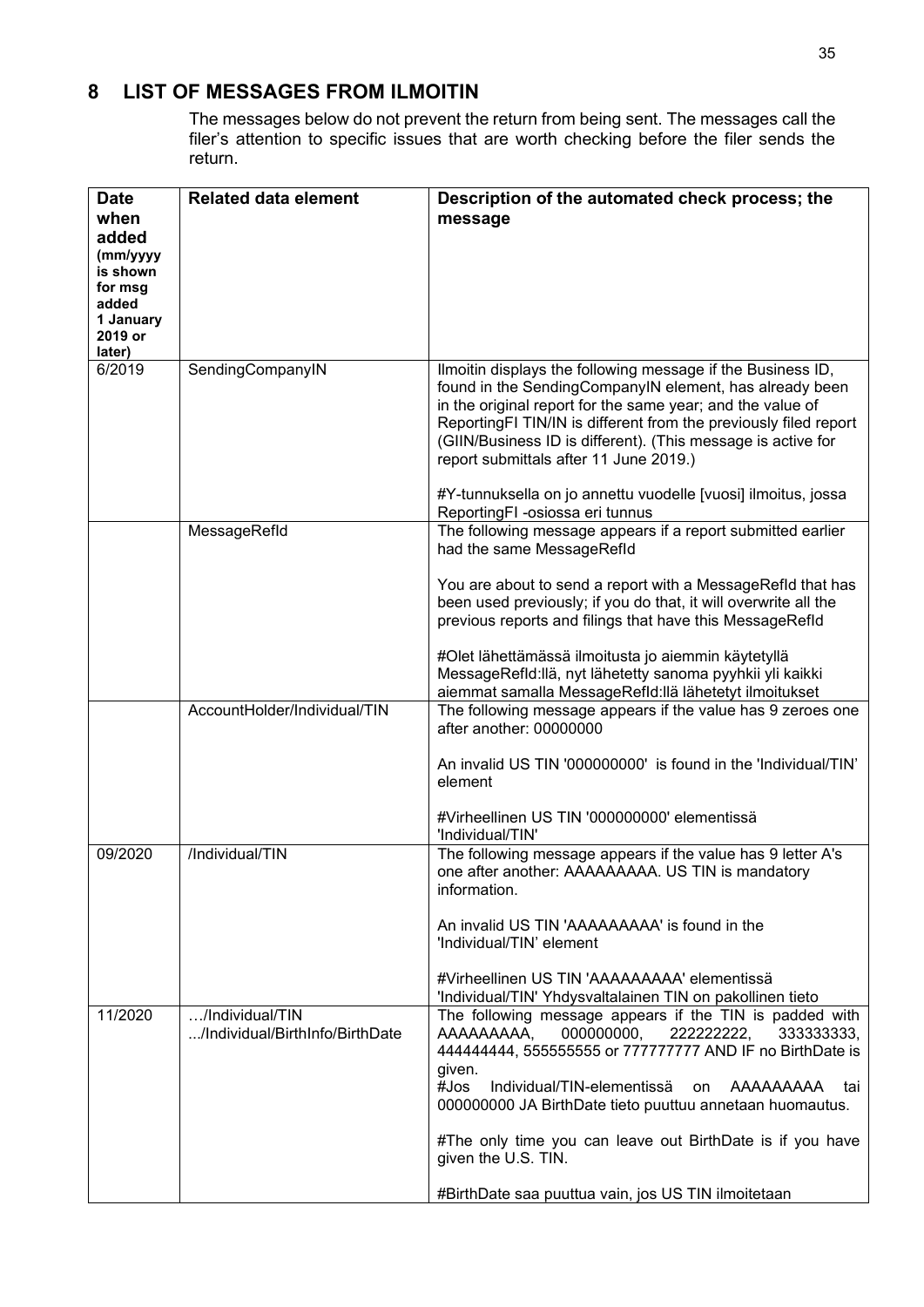# 8 LIST OF MESSAGES FROM ILMOITIN

The messages below do not prevent the return from being sent. The messages call the filer's attention to specific issues that are worth checking before the filer sends the return.

| Date when added (mm/yyyy is shown for msg added 1 January 2019 or later) | Related data element | Description of the automated check process; the message |
|---|---|---|
| 6/2019 | SendingCompanyIN | Ilmoitin displays the following message if the Business ID, found in the SendingCompanyIN element, has already been in the original report for the same year; and the value of ReportingFI TIN/IN is different from the previously filed report (GIIN/Business ID is different). (This message is active for report submittals after 11 June 2019.)<br><br>#Y-tunnuksella on jo annettu vuodelle [vuosi] ilmoitus, jossa ReportingFI -osiossa eri tunnus |
| | MessageRefId | The following message appears if a report submitted earlier had the same MessageRefId<br><br>You are about to send a report with a MessageRefId that has been used previously; if you do that, it will overwrite all the previous reports and filings that have this MessageRefId<br><br>#Olet lähettämässä ilmoitusta jo aiemmin käytetyllä MessageRefId:llä, nyt lähetetty sanoma pyyhkii yli kaikki aiemmat samalla MessageRefId:llä lähetetyt ilmoitukset |
| | AccountHolder/Individual/TIN | The following message appears if the value has 9 zeroes one after another: 00000000<br><br>An invalid US TIN '000000000' is found in the 'Individual/TIN' element<br><br>#Virheellinen US TIN '000000000' elementissä 'Individual/TIN' |
| 09/2020 | /Individual/TIN | The following message appears if the value has 9 letter A's one after another: AAAAAAAAA. US TIN is mandatory information.<br><br>An invalid US TIN 'AAAAAAAAA' is found in the 'Individual/TIN' element<br><br>#Virheellinen US TIN 'AAAAAAAAA' elementissä 'Individual/TIN' Yhdysvaltalainen TIN on pakollinen tieto |
| 11/2020 | …/Individual/TIN<br>.../Individual/BirthInfo/BirthDate | The following message appears if the TIN is padded with AAAAAAAAA, 000000000, 222222222, 333333333, 444444444, 555555555 or 777777777 AND IF no BirthDate is given.<br>#Jos Individual/TIN-elementissä on AAAAAAAAA tai 000000000 JA BirthDate tieto puuttuu annetaan huomautus.<br><br>#The only time you can leave out BirthDate is if you have given the U.S. TIN.<br><br>#BirthDate saa puuttua vain, jos US TIN ilmoitetaan |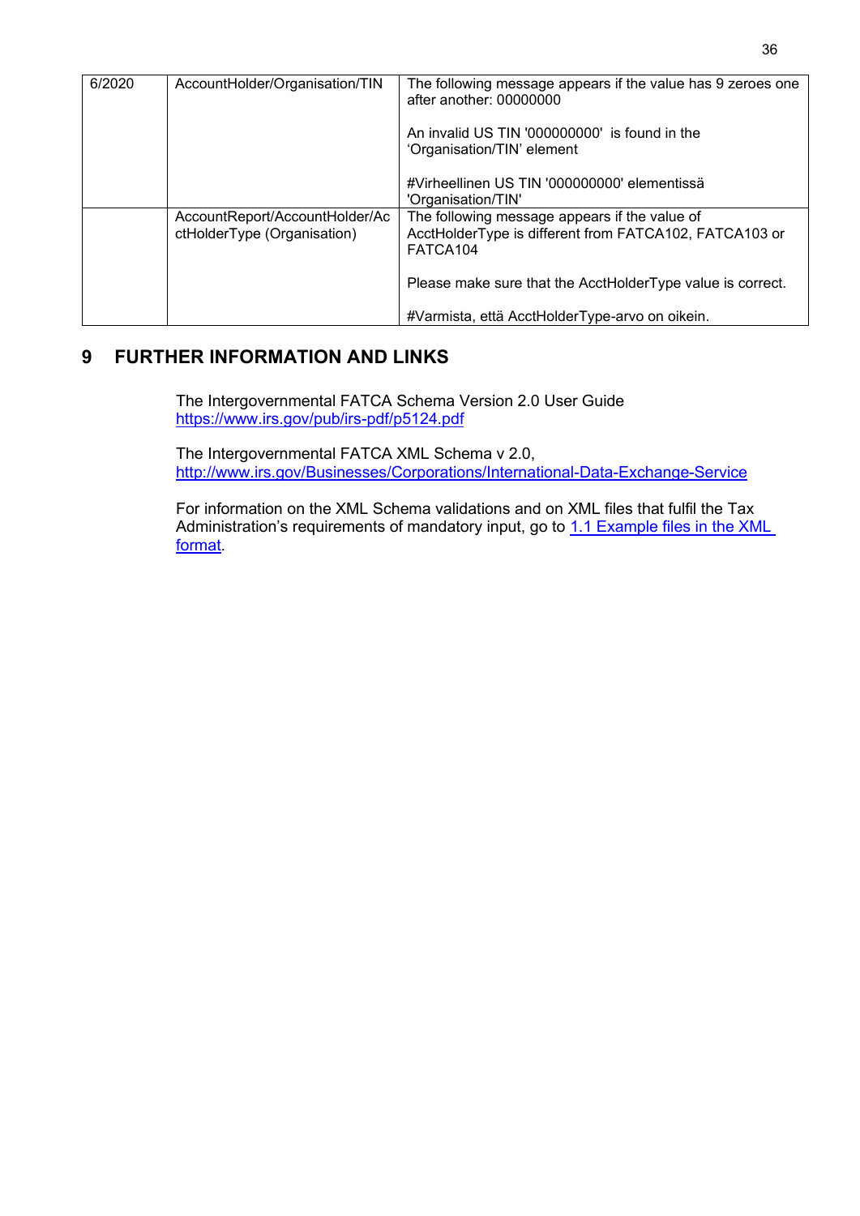| | | |
|---|---|---|
| 6/2020 | AccountHolder/Organisation/TIN | The following message appears if the value has 9 zeroes one after another: 00000000<br><br>An invalid US TIN '000000000' is found in the 'Organisation/TIN' element<br><br>#Virheellinen US TIN '000000000' elementissä 'Organisation/TIN' |
| | AccountReport/AccountHolder/AcctHolderType (Organisation) | The following message appears if the value of AcctHolderType is different from FATCA102, FATCA103 or FATCA104<br><br>Please make sure that the AcctHolderType value is correct.<br><br>#Varmista, että AcctHolderType-arvo on oikein. |

# 9 FURTHER INFORMATION AND LINKS

The Intergovernmental FATCA Schema Version 2.0 User Guide
https://www.irs.gov/pub/irs-pdf/p5124.pdf

The Intergovernmental FATCA XML Schema v 2.0,
http://www.irs.gov/Businesses/Corporations/International-Data-Exchange-Service

For information on the XML Schema validations and on XML files that fulfil the Tax Administration's requirements of mandatory input, go to 1.1 Example files in the XML format.